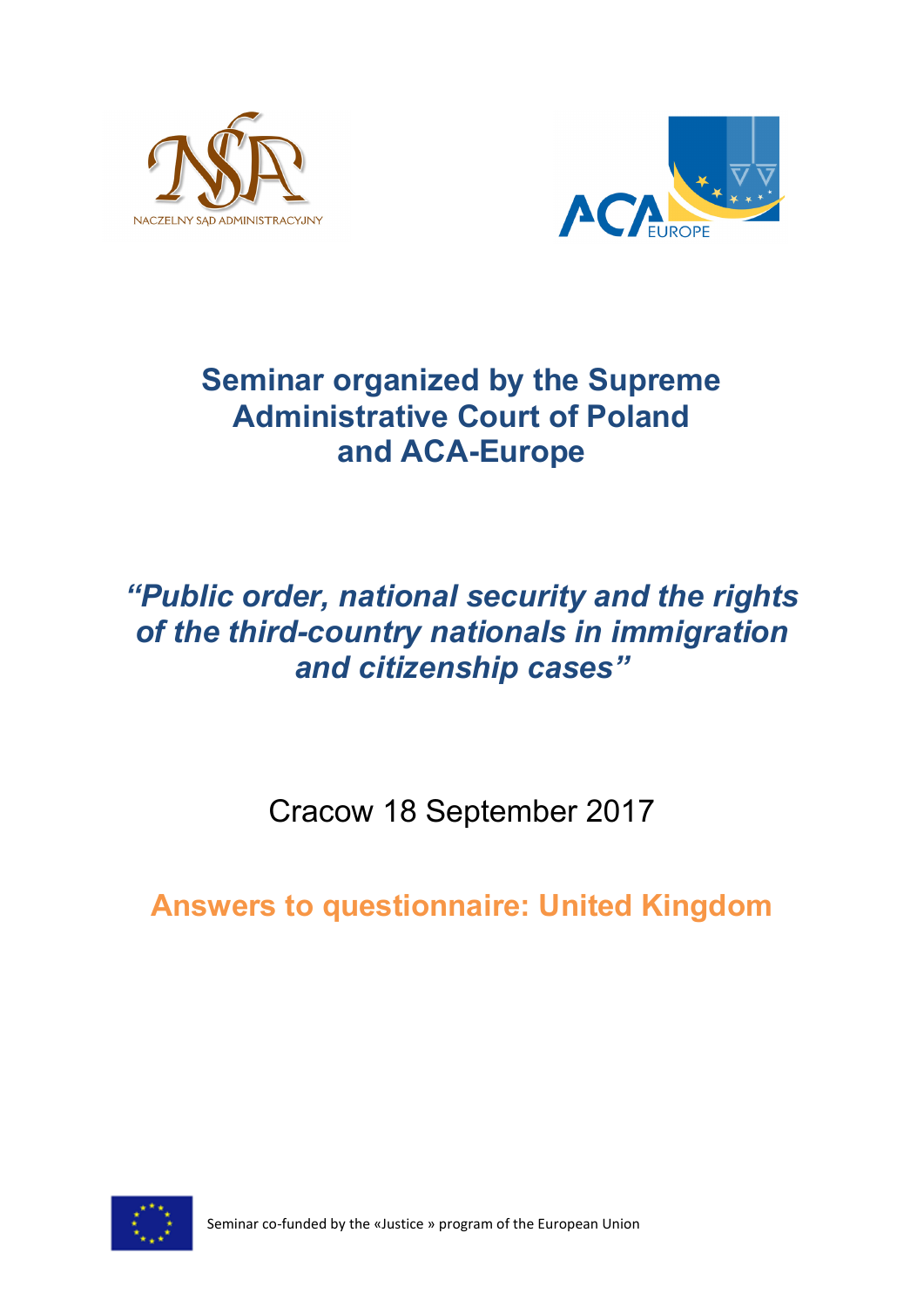NACZELNY SĄD ADMINISTRACYJNY

ACA EUROPE

# Seminar organized by the Supreme Administrative Court of Poland and ACA-Europe

## *"Public order, national security and the rights of the third-country nationals in immigration and citizenship cases"*

Cracow 18 September 2017

## Answers to questionnaire: United Kingdom

Seminar co-funded by the «Justice » program of the European Union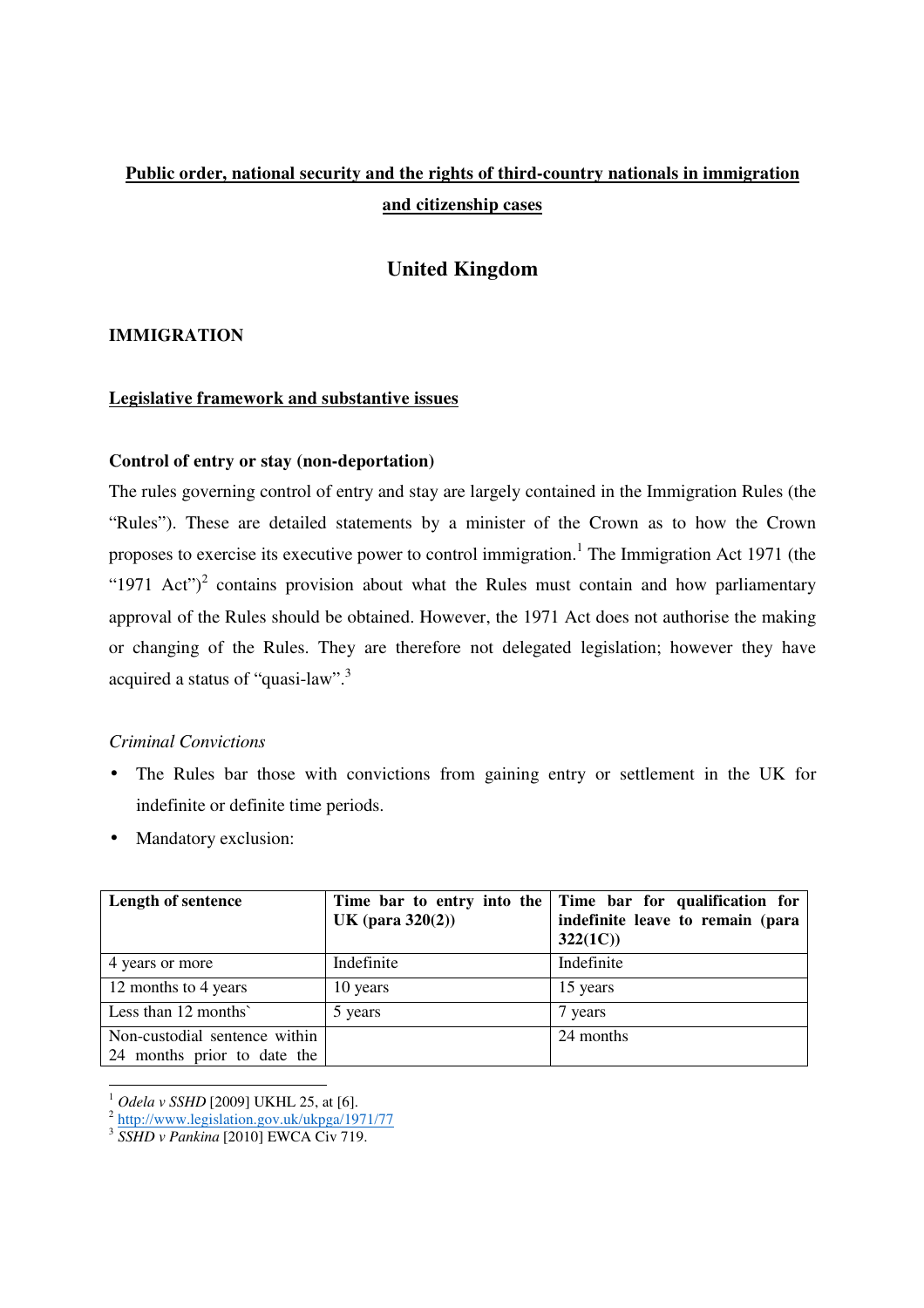**Public order, national security and the rights of third-country nationals in immigration and citizenship cases**

# United Kingdom

## IMMIGRATION

### Legislative framework and substantive issues

#### Control of entry or stay (non-deportation)

The rules governing control of entry and stay are largely contained in the Immigration Rules (the "Rules"). These are detailed statements by a minister of the Crown as to how the Crown proposes to exercise its executive power to control immigration.[1] The Immigration Act 1971 (the "1971 Act")[2] contains provision about what the Rules must contain and how parliamentary approval of the Rules should be obtained. However, the 1971 Act does not authorise the making or changing of the Rules. They are therefore not delegated legislation; however they have acquired a status of "quasi-law".[3]

*Criminal Convictions*

- The Rules bar those with convictions from gaining entry or settlement in the UK for indefinite or definite time periods.
- Mandatory exclusion:

| Length of sentence | Time bar to entry into the UK (para 320(2)) | Time bar for qualification for indefinite leave to remain (para 322(1C)) |
|---|---|---|
| 4 years or more | Indefinite | Indefinite |
| 12 months to 4 years | 10 years | 15 years |
| Less than 12 months` | 5 years | 7 years |
| Non-custodial sentence within 24 months prior to date the | | 24 months |

[1] *Odela v SSHD* [2009] UKHL 25, at [6].
[2] http://www.legislation.gov.uk/ukpga/1971/77
[3] *SSHD v Pankina* [2010] EWCA Civ 719.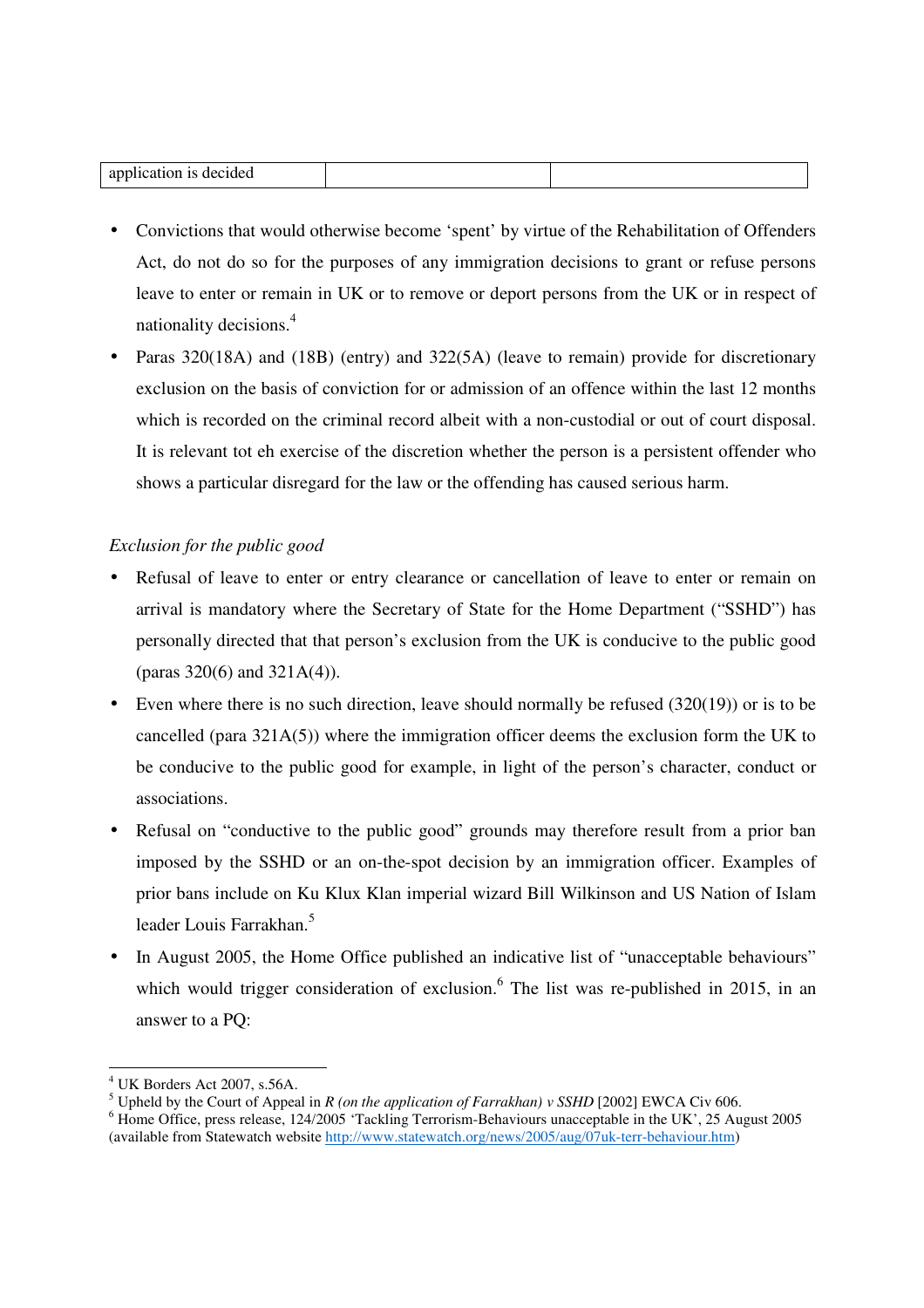| application is decided | | |
|---|---|---|

- Convictions that would otherwise become 'spent' by virtue of the Rehabilitation of Offenders Act, do not do so for the purposes of any immigration decisions to grant or refuse persons leave to enter or remain in UK or to remove or deport persons from the UK or in respect of nationality decisions.[4]
- Paras 320(18A) and (18B) (entry) and 322(5A) (leave to remain) provide for discretionary exclusion on the basis of conviction for or admission of an offence within the last 12 months which is recorded on the criminal record albeit with a non-custodial or out of court disposal. It is relevant tot eh exercise of the discretion whether the person is a persistent offender who shows a particular disregard for the law or the offending has caused serious harm.

*Exclusion for the public good*

- Refusal of leave to enter or entry clearance or cancellation of leave to enter or remain on arrival is mandatory where the Secretary of State for the Home Department ("SSHD") has personally directed that that person's exclusion from the UK is conducive to the public good (paras 320(6) and 321A(4)).
- Even where there is no such direction, leave should normally be refused (320(19)) or is to be cancelled (para 321A(5)) where the immigration officer deems the exclusion form the UK to be conducive to the public good for example, in light of the person's character, conduct or associations.
- Refusal on "conductive to the public good" grounds may therefore result from a prior ban imposed by the SSHD or an on-the-spot decision by an immigration officer. Examples of prior bans include on Ku Klux Klan imperial wizard Bill Wilkinson and US Nation of Islam leader Louis Farrakhan.[5]
- In August 2005, the Home Office published an indicative list of "unacceptable behaviours" which would trigger consideration of exclusion.[6] The list was re-published in 2015, in an answer to a PQ:

---

[4] UK Borders Act 2007, s.56A.

[5] Upheld by the Court of Appeal in *R (on the application of Farrakhan) v SSHD* [2002] EWCA Civ 606.

[6] Home Office, press release, 124/2005 'Tackling Terrorism-Behaviours unacceptable in the UK', 25 August 2005 (available from Statewatch website http://www.statewatch.org/news/2005/aug/07uk-terr-behaviour.htm)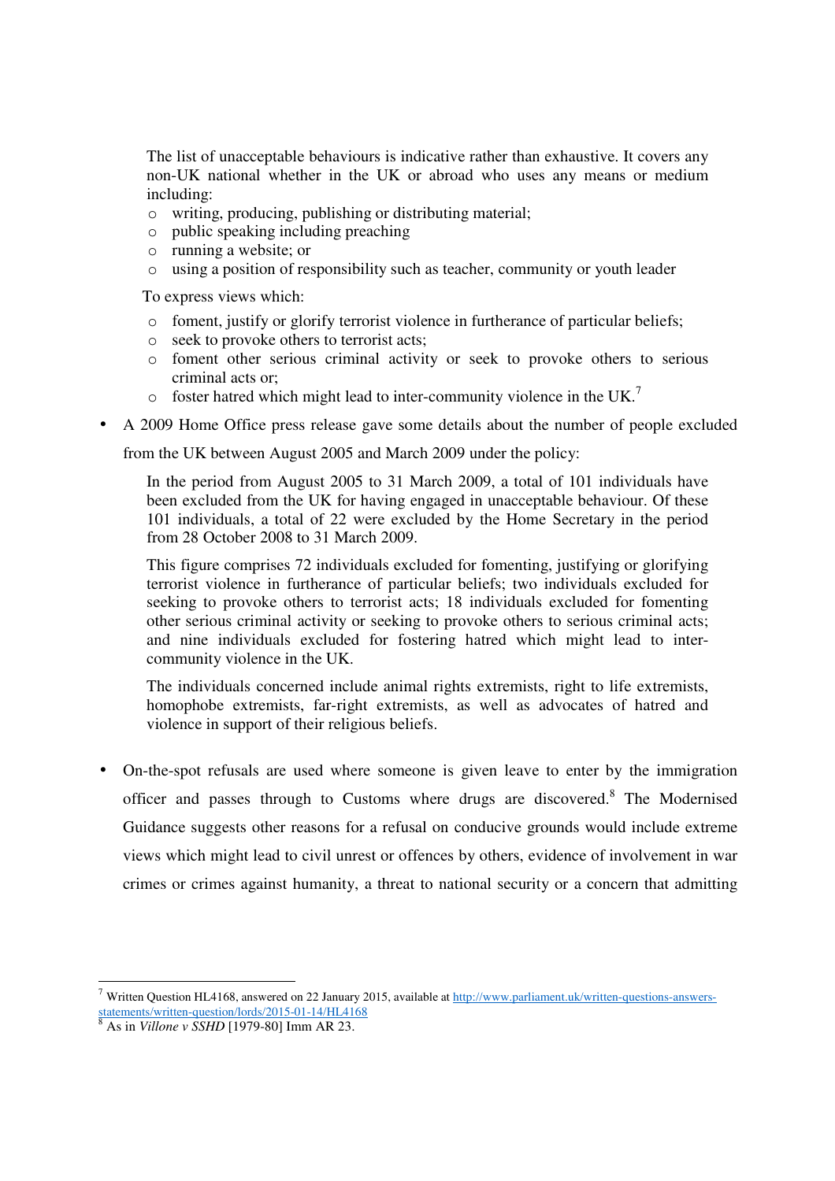> The list of unacceptable behaviours is indicative rather than exhaustive. It covers any non-UK national whether in the UK or abroad who uses any means or medium including:
>
> - writing, producing, publishing or distributing material;
> - public speaking including preaching
> - running a website; or
> - using a position of responsibility such as teacher, community or youth leader
>
> To express views which:
>
> - foment, justify or glorify terrorist violence in furtherance of particular beliefs;
> - seek to provoke others to terrorist acts;
> - foment other serious criminal activity or seek to provoke others to serious criminal acts or;
> - foster hatred which might lead to inter-community violence in the UK.[7]

- A 2009 Home Office press release gave some details about the number of people excluded from the UK between August 2005 and March 2009 under the policy:

> In the period from August 2005 to 31 March 2009, a total of 101 individuals have been excluded from the UK for having engaged in unacceptable behaviour. Of these 101 individuals, a total of 22 were excluded by the Home Secretary in the period from 28 October 2008 to 31 March 2009.
>
> This figure comprises 72 individuals excluded for fomenting, justifying or glorifying terrorist violence in furtherance of particular beliefs; two individuals excluded for seeking to provoke others to terrorist acts; 18 individuals excluded for fomenting other serious criminal activity or seeking to provoke others to serious criminal acts; and nine individuals excluded for fostering hatred which might lead to inter-community violence in the UK.
>
> The individuals concerned include animal rights extremists, right to life extremists, homophobe extremists, far-right extremists, as well as advocates of hatred and violence in support of their religious beliefs.

- On-the-spot refusals are used where someone is given leave to enter by the immigration officer and passes through to Customs where drugs are discovered.[8] The Modernised Guidance suggests other reasons for a refusal on conducive grounds would include extreme views which might lead to civil unrest or offences by others, evidence of involvement in war crimes or crimes against humanity, a threat to national security or a concern that admitting

---

[7] Written Question HL4168, answered on 22 January 2015, available at http://www.parliament.uk/written-questions-answers-statements/written-question/lords/2015-01-14/HL4168

[8] As in *Villone v SSHD* [1979-80] Imm AR 23.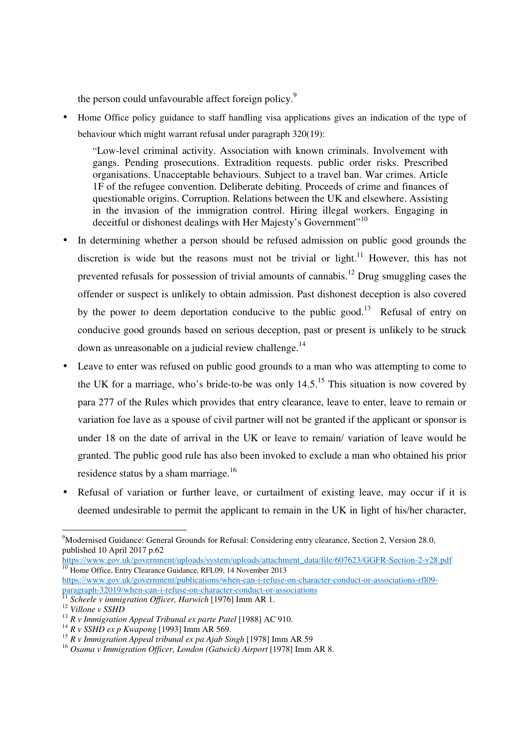the person could unfavourable affect foreign policy.[9]

- Home Office policy guidance to staff handling visa applications gives an indication of the type of behaviour which might warrant refusal under paragraph 320(19):

  > "Low-level criminal activity. Association with known criminals. Involvement with gangs. Pending prosecutions. Extradition requests. public order risks. Prescribed organisations. Unacceptable behaviours. Subject to a travel ban. War crimes. Article 1F of the refugee convention. Deliberate debiting. Proceeds of crime and finances of questionable origins. Corruption. Relations between the UK and elsewhere. Assisting in the invasion of the immigration control. Hiring illegal workers. Engaging in deceitful or dishonest dealings with Her Majesty's Government"[10]

- In determining whether a person should be refused admission on public good grounds the discretion is wide but the reasons must not be trivial or light.[11] However, this has not prevented refusals for possession of trivial amounts of cannabis.[12] Drug smuggling cases the offender or suspect is unlikely to obtain admission. Past dishonest deception is also covered by the power to deem deportation conducive to the public good.[13] Refusal of entry on conducive good grounds based on serious deception, past or present is unlikely to be struck down as unreasonable on a judicial review challenge.[14]
- Leave to enter was refused on public good grounds to a man who was attempting to come to the UK for a marriage, who's bride-to-be was only 14.5.[15] This situation is now covered by para 277 of the Rules which provides that entry clearance, leave to enter, leave to remain or variation foe lave as a spouse of civil partner will not be granted if the applicant or sponsor is under 18 on the date of arrival in the UK or leave to remain/ variation of leave would be granted. The public good rule has also been invoked to exclude a man who obtained his prior residence status by a sham marriage.[16]
- Refusal of variation or further leave, or curtailment of existing leave, may occur if it is deemed undesirable to permit the applicant to remain in the UK in light of his/her character,

---

[9] Modernised Guidance: General Grounds for Refusal: Considering entry clearance, Section 2, Version 28.0, published 10 April 2017 p.62 https://www.gov.uk/government/uploads/system/uploads/attachment_data/file/607623/GGFR-Section-2-v28.pdf

[10] Home Office, Entry Clearance Guidance, RFL09, 14 November 2013 https://www.gov.uk/government/publications/when-can-i-refuse-on-character-conduct-or-associations-rfl09-paragraph-32019/when-can-i-refuse-on-character-conduct-or-associations

[11] *Scheele v immigration Officer, Harwich* [1976] Imm AR 1.

[12] *Villone v SSHD*

[13] *R v Immigration Appeal Tribunal ex parte Patel* [1988] AC 910.

[14] *R v SSHD ex p Kwapong* [1993] Imm AR 569.

[15] *R v Immigration Appeal tribunal ex pa Ajab Singh* [1978] Imm AR 59

[16] *Osama v Immigration Officer, London (Gatwick) Airport* [1978] Imm AR 8.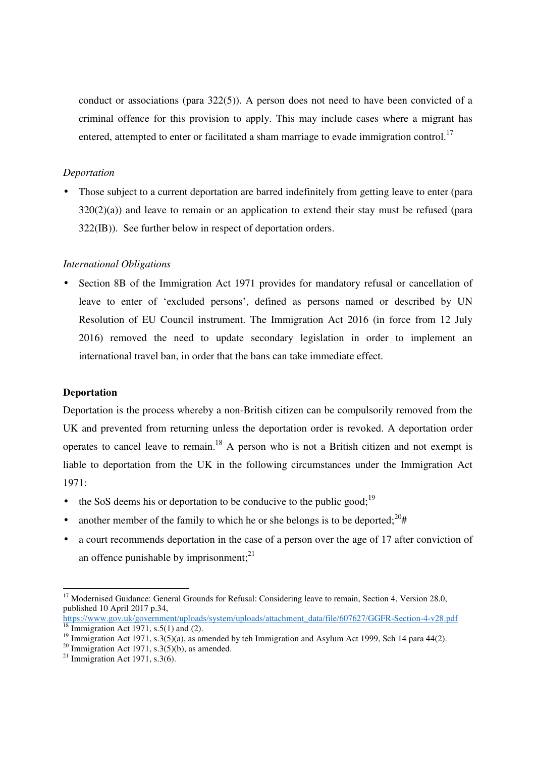conduct or associations (para 322(5)). A person does not need to have been convicted of a criminal offence for this provision to apply. This may include cases where a migrant has entered, attempted to enter or facilitated a sham marriage to evade immigration control.[17]

*Deportation*

- Those subject to a current deportation are barred indefinitely from getting leave to enter (para 320(2)(a)) and leave to remain or an application to extend their stay must be refused (para 322(IB)). See further below in respect of deportation orders.

*International Obligations*

- Section 8B of the Immigration Act 1971 provides for mandatory refusal or cancellation of leave to enter of 'excluded persons', defined as persons named or described by UN Resolution of EU Council instrument. The Immigration Act 2016 (in force from 12 July 2016) removed the need to update secondary legislation in order to implement an international travel ban, in order that the bans can take immediate effect.

**Deportation**

Deportation is the process whereby a non-British citizen can be compulsorily removed from the UK and prevented from returning unless the deportation order is revoked. A deportation order operates to cancel leave to remain.[18] A person who is not a British citizen and not exempt is liable to deportation from the UK in the following circumstances under the Immigration Act 1971:

- the SoS deems his or deportation to be conducive to the public good;[19]
- another member of the family to which he or she belongs is to be deported;[20]#
- a court recommends deportation in the case of a person over the age of 17 after conviction of an offence punishable by imprisonment;[21]

---

[17] Modernised Guidance: General Grounds for Refusal: Considering leave to remain, Section 4, Version 28.0, published 10 April 2017 p.34, https://www.gov.uk/government/uploads/system/uploads/attachment_data/file/607627/GGFR-Section-4-v28.pdf

[18] Immigration Act 1971, s.5(1) and (2).

[19] Immigration Act 1971, s.3(5)(a), as amended by teh Immigration and Asylum Act 1999, Sch 14 para 44(2).

[20] Immigration Act 1971, s.3(5)(b), as amended.

[21] Immigration Act 1971, s.3(6).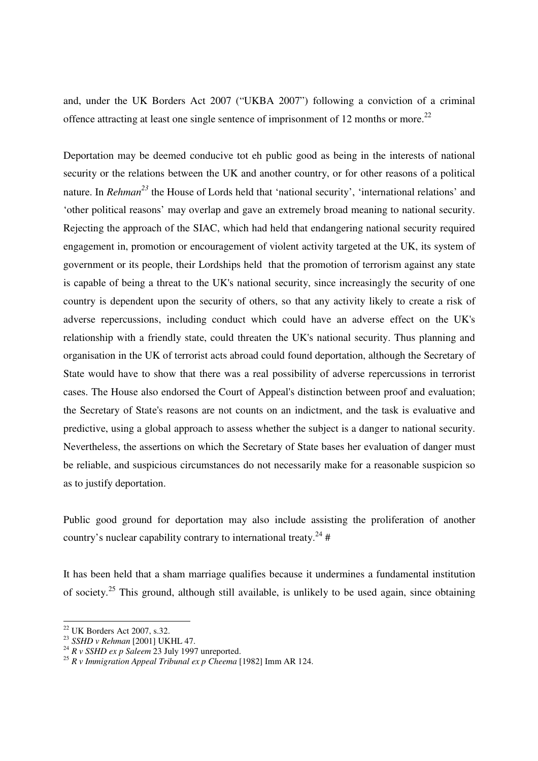and, under the UK Borders Act 2007 ("UKBA 2007") following a conviction of a criminal offence attracting at least one single sentence of imprisonment of 12 months or more.[22]

Deportation may be deemed conducive tot eh public good as being in the interests of national security or the relations between the UK and another country, or for other reasons of a political nature. In *Rehman*[23] the House of Lords held that 'national security', 'international relations' and 'other political reasons' may overlap and gave an extremely broad meaning to national security. Rejecting the approach of the SIAC, which had held that endangering national security required engagement in, promotion or encouragement of violent activity targeted at the UK, its system of government or its people, their Lordships held that the promotion of terrorism against any state is capable of being a threat to the UK's national security, since increasingly the security of one country is dependent upon the security of others, so that any activity likely to create a risk of adverse repercussions, including conduct which could have an adverse effect on the UK's relationship with a friendly state, could threaten the UK's national security. Thus planning and organisation in the UK of terrorist acts abroad could found deportation, although the Secretary of State would have to show that there was a real possibility of adverse repercussions in terrorist cases. The House also endorsed the Court of Appeal's distinction between proof and evaluation; the Secretary of State's reasons are not counts on an indictment, and the task is evaluative and predictive, using a global approach to assess whether the subject is a danger to national security. Nevertheless, the assertions on which the Secretary of State bases her evaluation of danger must be reliable, and suspicious circumstances do not necessarily make for a reasonable suspicion so as to justify deportation.

Public good ground for deportation may also include assisting the proliferation of another country's nuclear capability contrary to international treaty.[24] #

It has been held that a sham marriage qualifies because it undermines a fundamental institution of society.[25] This ground, although still available, is unlikely to be used again, since obtaining

---

[22] UK Borders Act 2007, s.32.

[23] *SSHD v Rehman* [2001] UKHL 47.

[24] *R v SSHD ex p Saleem* 23 July 1997 unreported.

[25] *R v Immigration Appeal Tribunal ex p Cheema* [1982] Imm AR 124.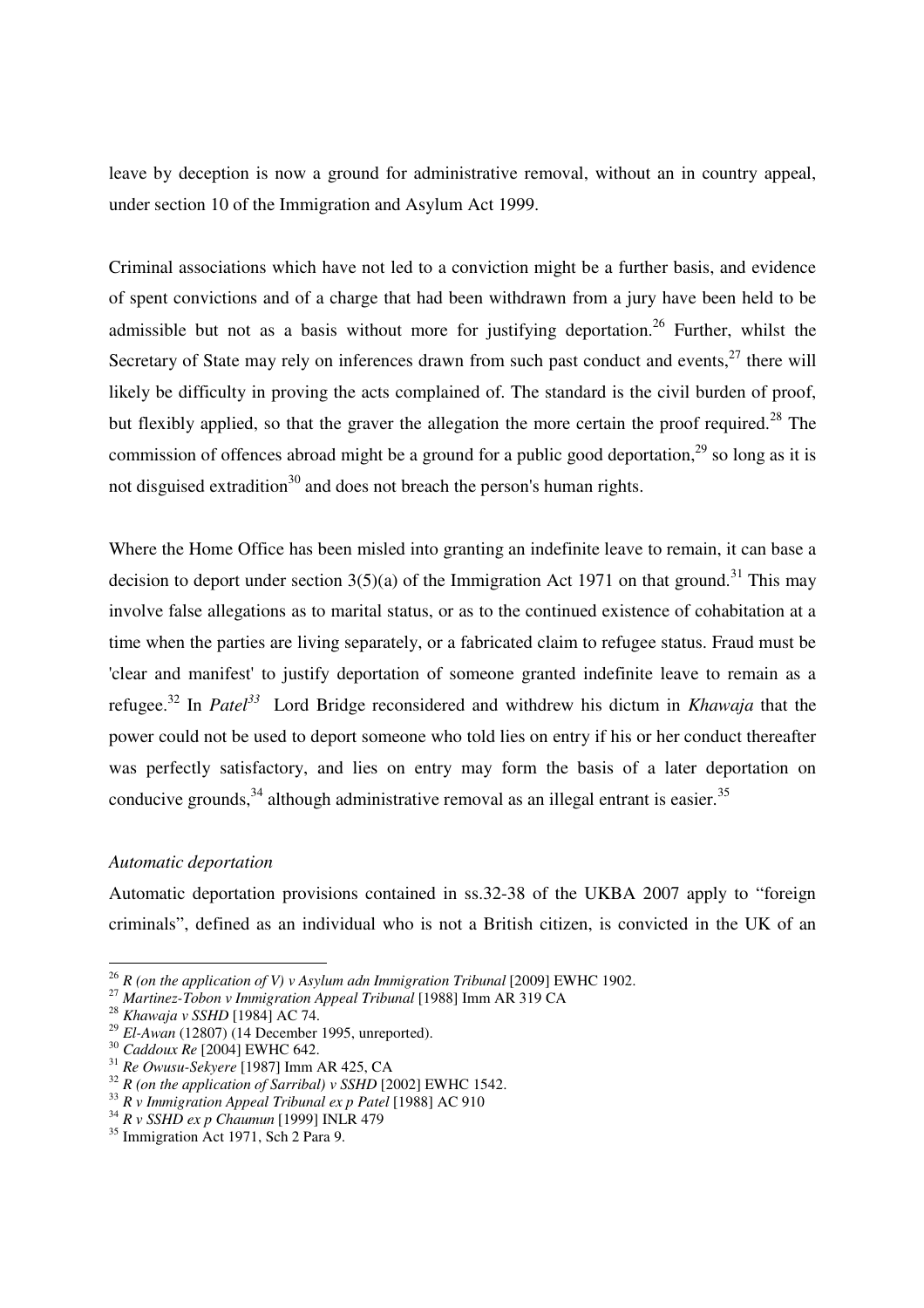leave by deception is now a ground for administrative removal, without an in country appeal, under section 10 of the Immigration and Asylum Act 1999.

Criminal associations which have not led to a conviction might be a further basis, and evidence of spent convictions and of a charge that had been withdrawn from a jury have been held to be admissible but not as a basis without more for justifying deportation.[26] Further, whilst the Secretary of State may rely on inferences drawn from such past conduct and events,[27] there will likely be difficulty in proving the acts complained of. The standard is the civil burden of proof, but flexibly applied, so that the graver the allegation the more certain the proof required.[28] The commission of offences abroad might be a ground for a public good deportation,[29] so long as it is not disguised extradition[30] and does not breach the person's human rights.

Where the Home Office has been misled into granting an indefinite leave to remain, it can base a decision to deport under section 3(5)(a) of the Immigration Act 1971 on that ground.[31] This may involve false allegations as to marital status, or as to the continued existence of cohabitation at a time when the parties are living separately, or a fabricated claim to refugee status. Fraud must be 'clear and manifest' to justify deportation of someone granted indefinite leave to remain as a refugee.[32] In *Patel*[33] Lord Bridge reconsidered and withdrew his dictum in *Khawaja* that the power could not be used to deport someone who told lies on entry if his or her conduct thereafter was perfectly satisfactory, and lies on entry may form the basis of a later deportation on conducive grounds,[34] although administrative removal as an illegal entrant is easier.[35]

*Automatic deportation*

Automatic deportation provisions contained in ss.32-38 of the UKBA 2007 apply to "foreign criminals", defined as an individual who is not a British citizen, is convicted in the UK of an

---

[26] *R (on the application of V) v Asylum adn Immigration Tribunal* [2009] EWHC 1902.

[27] *Martinez-Tobon v Immigration Appeal Tribunal* [1988] Imm AR 319 CA

[28] *Khawaja v SSHD* [1984] AC 74.

[29] *El-Awan* (12807) (14 December 1995, unreported).

[30] *Caddoux Re* [2004] EWHC 642.

[31] *Re Owusu-Sekyere* [1987] Imm AR 425, CA

[32] *R (on the application of Sarribal) v SSHD* [2002] EWHC 1542.

[33] *R v Immigration Appeal Tribunal ex p Patel* [1988] AC 910

[34] *R v SSHD ex p Chaumun* [1999] INLR 479

[35] Immigration Act 1971, Sch 2 Para 9.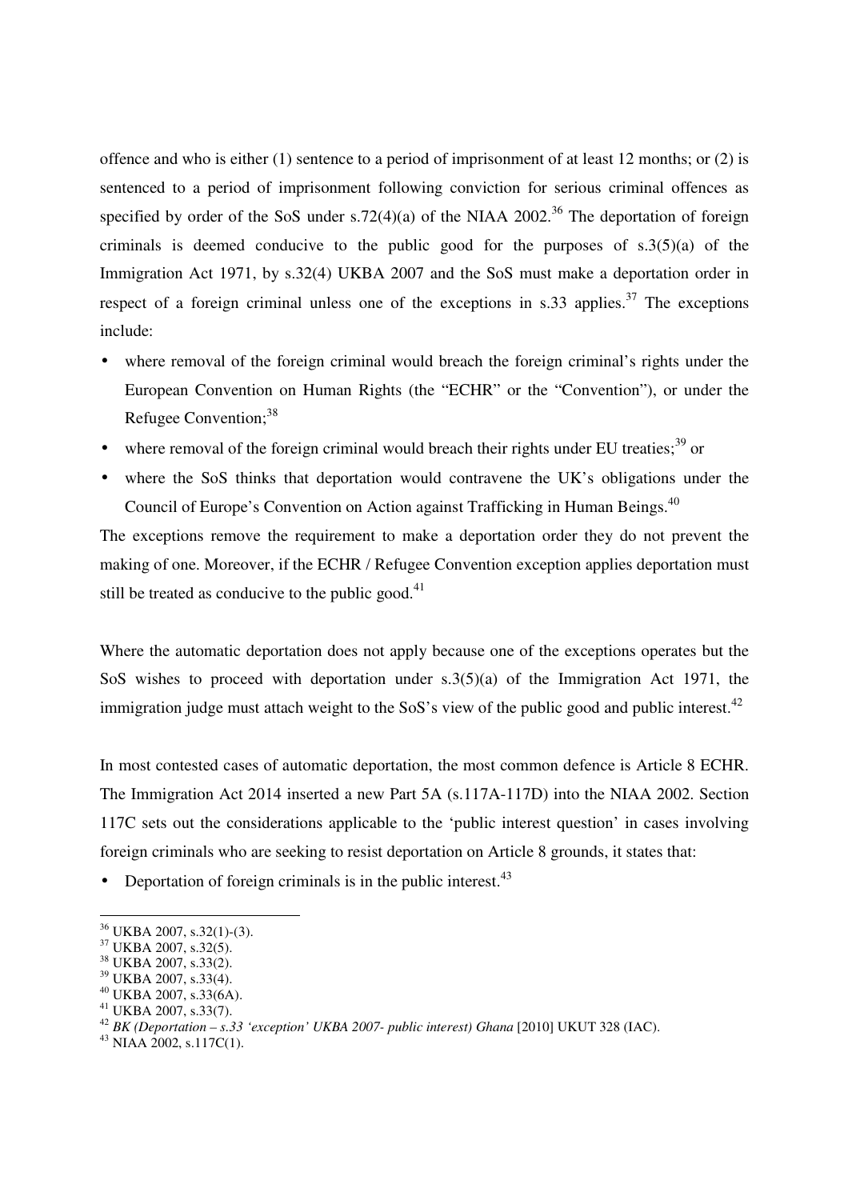offence and who is either (1) sentence to a period of imprisonment of at least 12 months; or (2) is sentenced to a period of imprisonment following conviction for serious criminal offences as specified by order of the SoS under s.72(4)(a) of the NIAA 2002.[36] The deportation of foreign criminals is deemed conducive to the public good for the purposes of s.3(5)(a) of the Immigration Act 1971, by s.32(4) UKBA 2007 and the SoS must make a deportation order in respect of a foreign criminal unless one of the exceptions in s.33 applies.[37] The exceptions include:

- where removal of the foreign criminal would breach the foreign criminal's rights under the European Convention on Human Rights (the "ECHR" or the "Convention"), or under the Refugee Convention;[38]
- where removal of the foreign criminal would breach their rights under EU treaties;[39] or
- where the SoS thinks that deportation would contravene the UK's obligations under the Council of Europe's Convention on Action against Trafficking in Human Beings.[40]

The exceptions remove the requirement to make a deportation order they do not prevent the making of one. Moreover, if the ECHR / Refugee Convention exception applies deportation must still be treated as conducive to the public good.[41]

Where the automatic deportation does not apply because one of the exceptions operates but the SoS wishes to proceed with deportation under s.3(5)(a) of the Immigration Act 1971, the immigration judge must attach weight to the SoS's view of the public good and public interest.[42]

In most contested cases of automatic deportation, the most common defence is Article 8 ECHR. The Immigration Act 2014 inserted a new Part 5A (s.117A-117D) into the NIAA 2002. Section 117C sets out the considerations applicable to the 'public interest question' in cases involving foreign criminals who are seeking to resist deportation on Article 8 grounds, it states that:

- Deportation of foreign criminals is in the public interest.[43]

---

[36] UKBA 2007, s.32(1)-(3).

[37] UKBA 2007, s.32(5).

[38] UKBA 2007, s.33(2).

[39] UKBA 2007, s.33(4).

[40] UKBA 2007, s.33(6A).

[41] UKBA 2007, s.33(7).

[42] *BK (Deportation – s.33 'exception' UKBA 2007- public interest) Ghana* [2010] UKUT 328 (IAC).

[43] NIAA 2002, s.117C(1).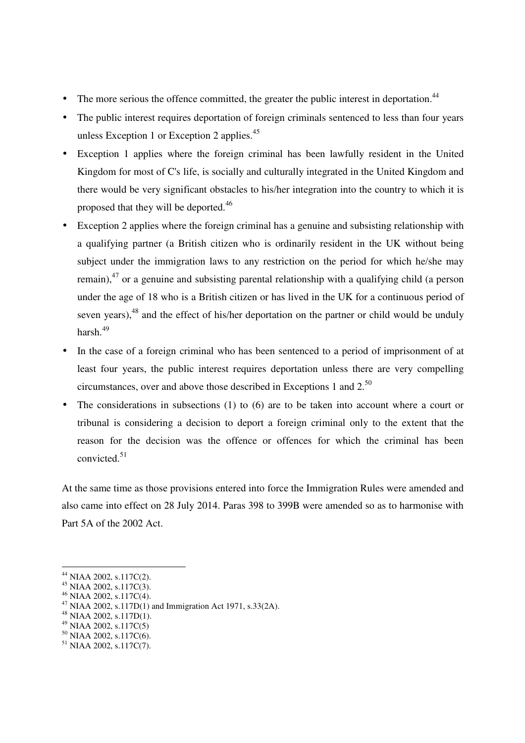- The more serious the offence committed, the greater the public interest in deportation.[44]
- The public interest requires deportation of foreign criminals sentenced to less than four years unless Exception 1 or Exception 2 applies.[45]
- Exception 1 applies where the foreign criminal has been lawfully resident in the United Kingdom for most of C's life, is socially and culturally integrated in the United Kingdom and there would be very significant obstacles to his/her integration into the country to which it is proposed that they will be deported.[46]
- Exception 2 applies where the foreign criminal has a genuine and subsisting relationship with a qualifying partner (a British citizen who is ordinarily resident in the UK without being subject under the immigration laws to any restriction on the period for which he/she may remain),[47] or a genuine and subsisting parental relationship with a qualifying child (a person under the age of 18 who is a British citizen or has lived in the UK for a continuous period of seven years),[48] and the effect of his/her deportation on the partner or child would be unduly harsh.[49]
- In the case of a foreign criminal who has been sentenced to a period of imprisonment of at least four years, the public interest requires deportation unless there are very compelling circumstances, over and above those described in Exceptions 1 and 2.[50]
- The considerations in subsections (1) to (6) are to be taken into account where a court or tribunal is considering a decision to deport a foreign criminal only to the extent that the reason for the decision was the offence or offences for which the criminal has been convicted.[51]

At the same time as those provisions entered into force the Immigration Rules were amended and also came into effect on 28 July 2014. Paras 398 to 399B were amended so as to harmonise with Part 5A of the 2002 Act.

---

[44] NIAA 2002, s.117C(2).
[45] NIAA 2002, s.117C(3).
[46] NIAA 2002, s.117C(4).
[47] NIAA 2002, s.117D(1) and Immigration Act 1971, s.33(2A).
[48] NIAA 2002, s.117D(1).
[49] NIAA 2002, s.117C(5)
[50] NIAA 2002, s.117C(6).
[51] NIAA 2002, s.117C(7).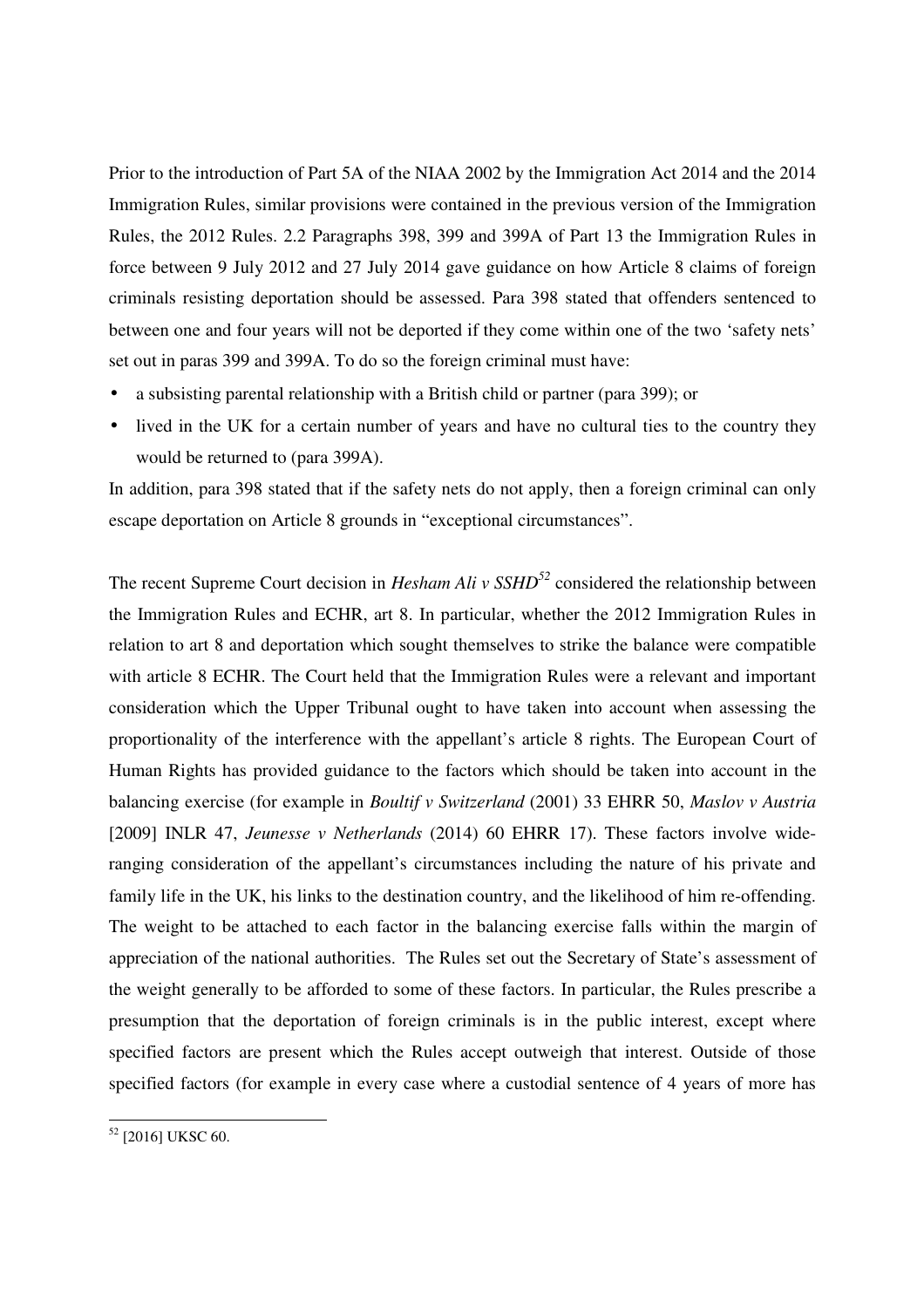Prior to the introduction of Part 5A of the NIAA 2002 by the Immigration Act 2014 and the 2014 Immigration Rules, similar provisions were contained in the previous version of the Immigration Rules, the 2012 Rules. 2.2 Paragraphs 398, 399 and 399A of Part 13 the Immigration Rules in force between 9 July 2012 and 27 July 2014 gave guidance on how Article 8 claims of foreign criminals resisting deportation should be assessed. Para 398 stated that offenders sentenced to between one and four years will not be deported if they come within one of the two 'safety nets' set out in paras 399 and 399A. To do so the foreign criminal must have:

- a subsisting parental relationship with a British child or partner (para 399); or
- lived in the UK for a certain number of years and have no cultural ties to the country they would be returned to (para 399A).

In addition, para 398 stated that if the safety nets do not apply, then a foreign criminal can only escape deportation on Article 8 grounds in "exceptional circumstances".

The recent Supreme Court decision in *Hesham Ali v SSHD*[52] considered the relationship between the Immigration Rules and ECHR, art 8. In particular, whether the 2012 Immigration Rules in relation to art 8 and deportation which sought themselves to strike the balance were compatible with article 8 ECHR. The Court held that the Immigration Rules were a relevant and important consideration which the Upper Tribunal ought to have taken into account when assessing the proportionality of the interference with the appellant's article 8 rights. The European Court of Human Rights has provided guidance to the factors which should be taken into account in the balancing exercise (for example in *Boultif v Switzerland* (2001) 33 EHRR 50, *Maslov v Austria* [2009] INLR 47, *Jeunesse v Netherlands* (2014) 60 EHRR 17). These factors involve wide-ranging consideration of the appellant's circumstances including the nature of his private and family life in the UK, his links to the destination country, and the likelihood of him re-offending. The weight to be attached to each factor in the balancing exercise falls within the margin of appreciation of the national authorities. The Rules set out the Secretary of State's assessment of the weight generally to be afforded to some of these factors. In particular, the Rules prescribe a presumption that the deportation of foreign criminals is in the public interest, except where specified factors are present which the Rules accept outweigh that interest. Outside of those specified factors (for example in every case where a custodial sentence of 4 years of more has

---

[52] [2016] UKSC 60.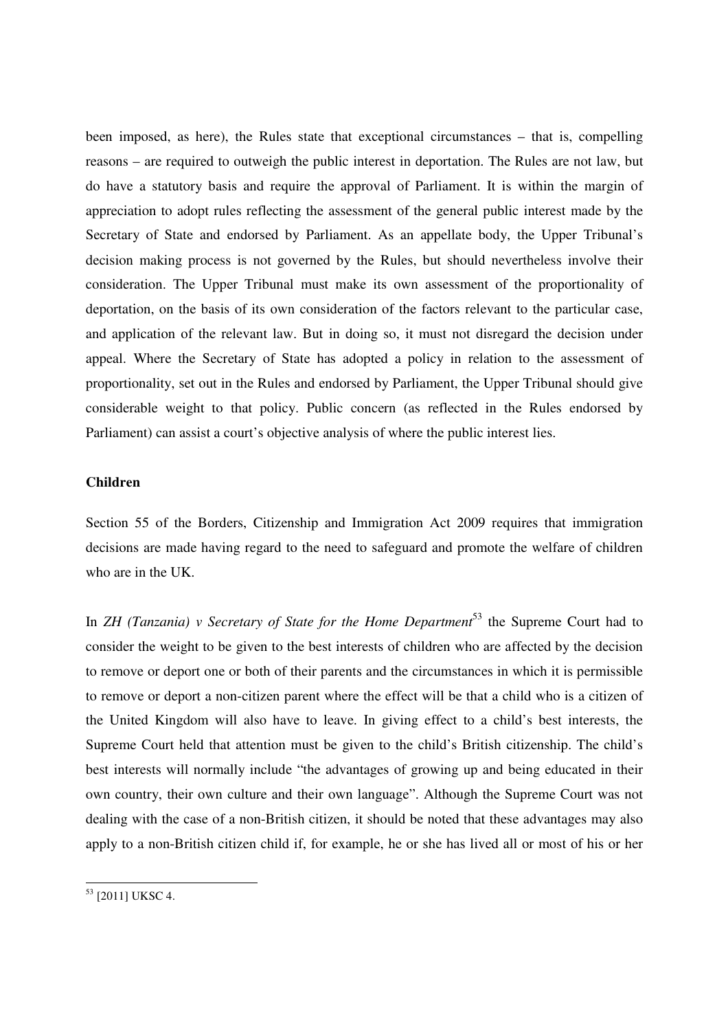been imposed, as here), the Rules state that exceptional circumstances – that is, compelling reasons – are required to outweigh the public interest in deportation. The Rules are not law, but do have a statutory basis and require the approval of Parliament. It is within the margin of appreciation to adopt rules reflecting the assessment of the general public interest made by the Secretary of State and endorsed by Parliament. As an appellate body, the Upper Tribunal's decision making process is not governed by the Rules, but should nevertheless involve their consideration. The Upper Tribunal must make its own assessment of the proportionality of deportation, on the basis of its own consideration of the factors relevant to the particular case, and application of the relevant law. But in doing so, it must not disregard the decision under appeal. Where the Secretary of State has adopted a policy in relation to the assessment of proportionality, set out in the Rules and endorsed by Parliament, the Upper Tribunal should give considerable weight to that policy. Public concern (as reflected in the Rules endorsed by Parliament) can assist a court's objective analysis of where the public interest lies.

**Children**

Section 55 of the Borders, Citizenship and Immigration Act 2009 requires that immigration decisions are made having regard to the need to safeguard and promote the welfare of children who are in the UK.

In *ZH (Tanzania) v Secretary of State for the Home Department*[53] the Supreme Court had to consider the weight to be given to the best interests of children who are affected by the decision to remove or deport one or both of their parents and the circumstances in which it is permissible to remove or deport a non-citizen parent where the effect will be that a child who is a citizen of the United Kingdom will also have to leave. In giving effect to a child's best interests, the Supreme Court held that attention must be given to the child's British citizenship. The child's best interests will normally include "the advantages of growing up and being educated in their own country, their own culture and their own language". Although the Supreme Court was not dealing with the case of a non-British citizen, it should be noted that these advantages may also apply to a non-British citizen child if, for example, he or she has lived all or most of his or her

[53] [2011] UKSC 4.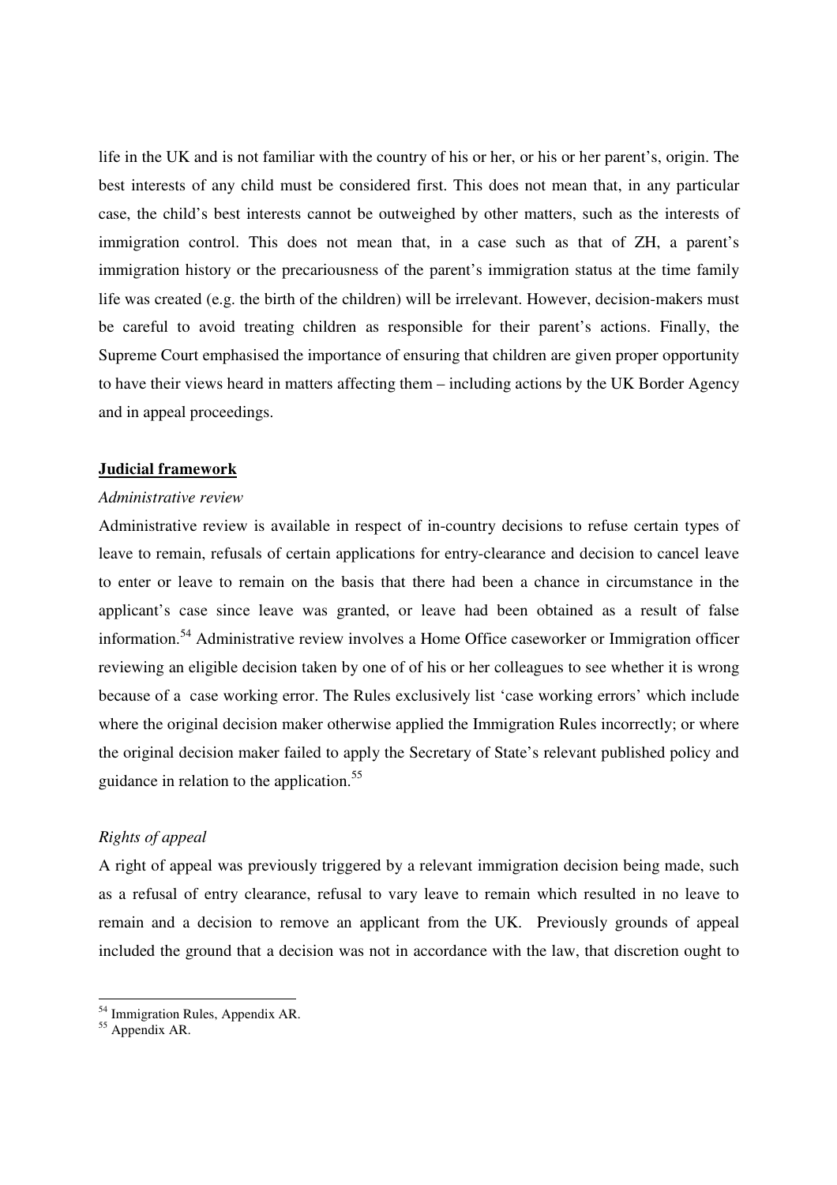life in the UK and is not familiar with the country of his or her, or his or her parent's, origin. The best interests of any child must be considered first. This does not mean that, in any particular case, the child's best interests cannot be outweighed by other matters, such as the interests of immigration control. This does not mean that, in a case such as that of ZH, a parent's immigration history or the precariousness of the parent's immigration status at the time family life was created (e.g. the birth of the children) will be irrelevant. However, decision-makers must be careful to avoid treating children as responsible for their parent's actions. Finally, the Supreme Court emphasised the importance of ensuring that children are given proper opportunity to have their views heard in matters affecting them – including actions by the UK Border Agency and in appeal proceedings.

**Judicial framework**

*Administrative review*

Administrative review is available in respect of in-country decisions to refuse certain types of leave to remain, refusals of certain applications for entry-clearance and decision to cancel leave to enter or leave to remain on the basis that there had been a chance in circumstance in the applicant's case since leave was granted, or leave had been obtained as a result of false information.[54] Administrative review involves a Home Office caseworker or Immigration officer reviewing an eligible decision taken by one of of his or her colleagues to see whether it is wrong because of a case working error. The Rules exclusively list 'case working errors' which include where the original decision maker otherwise applied the Immigration Rules incorrectly; or where the original decision maker failed to apply the Secretary of State's relevant published policy and guidance in relation to the application.[55]

*Rights of appeal*

A right of appeal was previously triggered by a relevant immigration decision being made, such as a refusal of entry clearance, refusal to vary leave to remain which resulted in no leave to remain and a decision to remove an applicant from the UK. Previously grounds of appeal included the ground that a decision was not in accordance with the law, that discretion ought to

[54] Immigration Rules, Appendix AR.

[55] Appendix AR.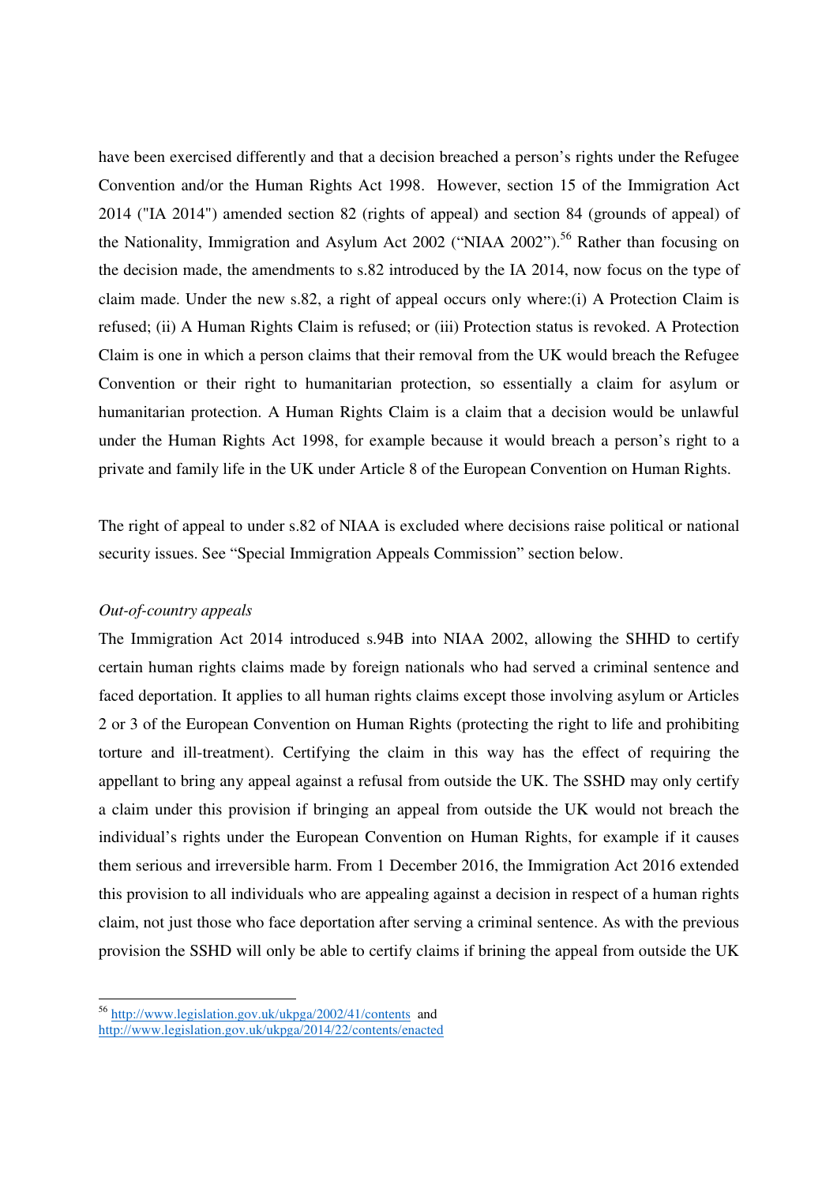have been exercised differently and that a decision breached a person's rights under the Refugee Convention and/or the Human Rights Act 1998. However, section 15 of the Immigration Act 2014 ("IA 2014") amended section 82 (rights of appeal) and section 84 (grounds of appeal) of the Nationality, Immigration and Asylum Act 2002 ("NIAA 2002").[56] Rather than focusing on the decision made, the amendments to s.82 introduced by the IA 2014, now focus on the type of claim made. Under the new s.82, a right of appeal occurs only where:(i) A Protection Claim is refused; (ii) A Human Rights Claim is refused; or (iii) Protection status is revoked. A Protection Claim is one in which a person claims that their removal from the UK would breach the Refugee Convention or their right to humanitarian protection, so essentially a claim for asylum or humanitarian protection. A Human Rights Claim is a claim that a decision would be unlawful under the Human Rights Act 1998, for example because it would breach a person's right to a private and family life in the UK under Article 8 of the European Convention on Human Rights.

The right of appeal to under s.82 of NIAA is excluded where decisions raise political or national security issues. See "Special Immigration Appeals Commission" section below.

*Out-of-country appeals*

The Immigration Act 2014 introduced s.94B into NIAA 2002, allowing the SHHD to certify certain human rights claims made by foreign nationals who had served a criminal sentence and faced deportation. It applies to all human rights claims except those involving asylum or Articles 2 or 3 of the European Convention on Human Rights (protecting the right to life and prohibiting torture and ill-treatment). Certifying the claim in this way has the effect of requiring the appellant to bring any appeal against a refusal from outside the UK. The SSHD may only certify a claim under this provision if bringing an appeal from outside the UK would not breach the individual's rights under the European Convention on Human Rights, for example if it causes them serious and irreversible harm. From 1 December 2016, the Immigration Act 2016 extended this provision to all individuals who are appealing against a decision in respect of a human rights claim, not just those who face deportation after serving a criminal sentence. As with the previous provision the SSHD will only be able to certify claims if brining the appeal from outside the UK

---

[56] http://www.legislation.gov.uk/ukpga/2002/41/contents and http://www.legislation.gov.uk/ukpga/2014/22/contents/enacted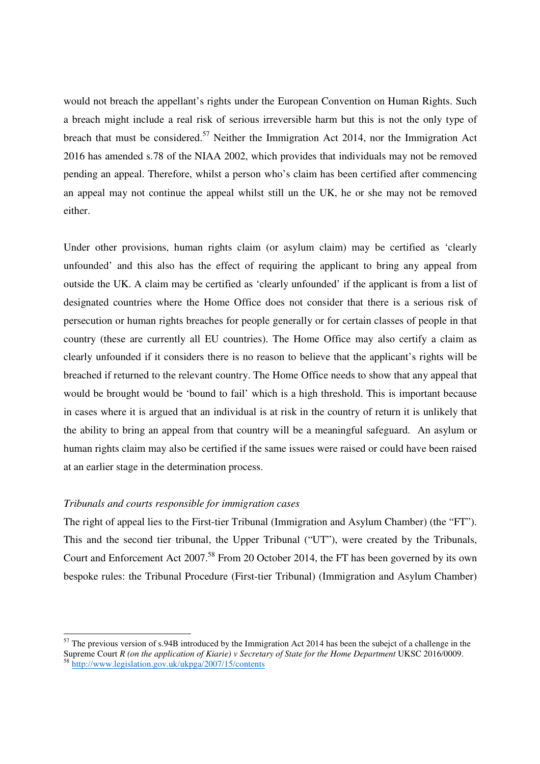would not breach the appellant's rights under the European Convention on Human Rights. Such a breach might include a real risk of serious irreversible harm but this is not the only type of breach that must be considered.[57] Neither the Immigration Act 2014, nor the Immigration Act 2016 has amended s.78 of the NIAA 2002, which provides that individuals may not be removed pending an appeal. Therefore, whilst a person who's claim has been certified after commencing an appeal may not continue the appeal whilst still un the UK, he or she may not be removed either.

Under other provisions, human rights claim (or asylum claim) may be certified as 'clearly unfounded' and this also has the effect of requiring the applicant to bring any appeal from outside the UK. A claim may be certified as 'clearly unfounded' if the applicant is from a list of designated countries where the Home Office does not consider that there is a serious risk of persecution or human rights breaches for people generally or for certain classes of people in that country (these are currently all EU countries). The Home Office may also certify a claim as clearly unfounded if it considers there is no reason to believe that the applicant's rights will be breached if returned to the relevant country. The Home Office needs to show that any appeal that would be brought would be 'bound to fail' which is a high threshold. This is important because in cases where it is argued that an individual is at risk in the country of return it is unlikely that the ability to bring an appeal from that country will be a meaningful safeguard. An asylum or human rights claim may also be certified if the same issues were raised or could have been raised at an earlier stage in the determination process.

### *Tribunals and courts responsible for immigration cases*

The right of appeal lies to the First-tier Tribunal (Immigration and Asylum Chamber) (the "FT"). This and the second tier tribunal, the Upper Tribunal ("UT"), were created by the Tribunals, Court and Enforcement Act 2007.[58] From 20 October 2014, the FT has been governed by its own bespoke rules: the Tribunal Procedure (First-tier Tribunal) (Immigration and Asylum Chamber)

---

[57] The previous version of s.94B introduced by the Immigration Act 2014 has been the subejct of a challenge in the Supreme Court *R (on the application of Kiarie) v Secretary of State for the Home Department* UKSC 2016/0009.

[58] http://www.legislation.gov.uk/ukpga/2007/15/contents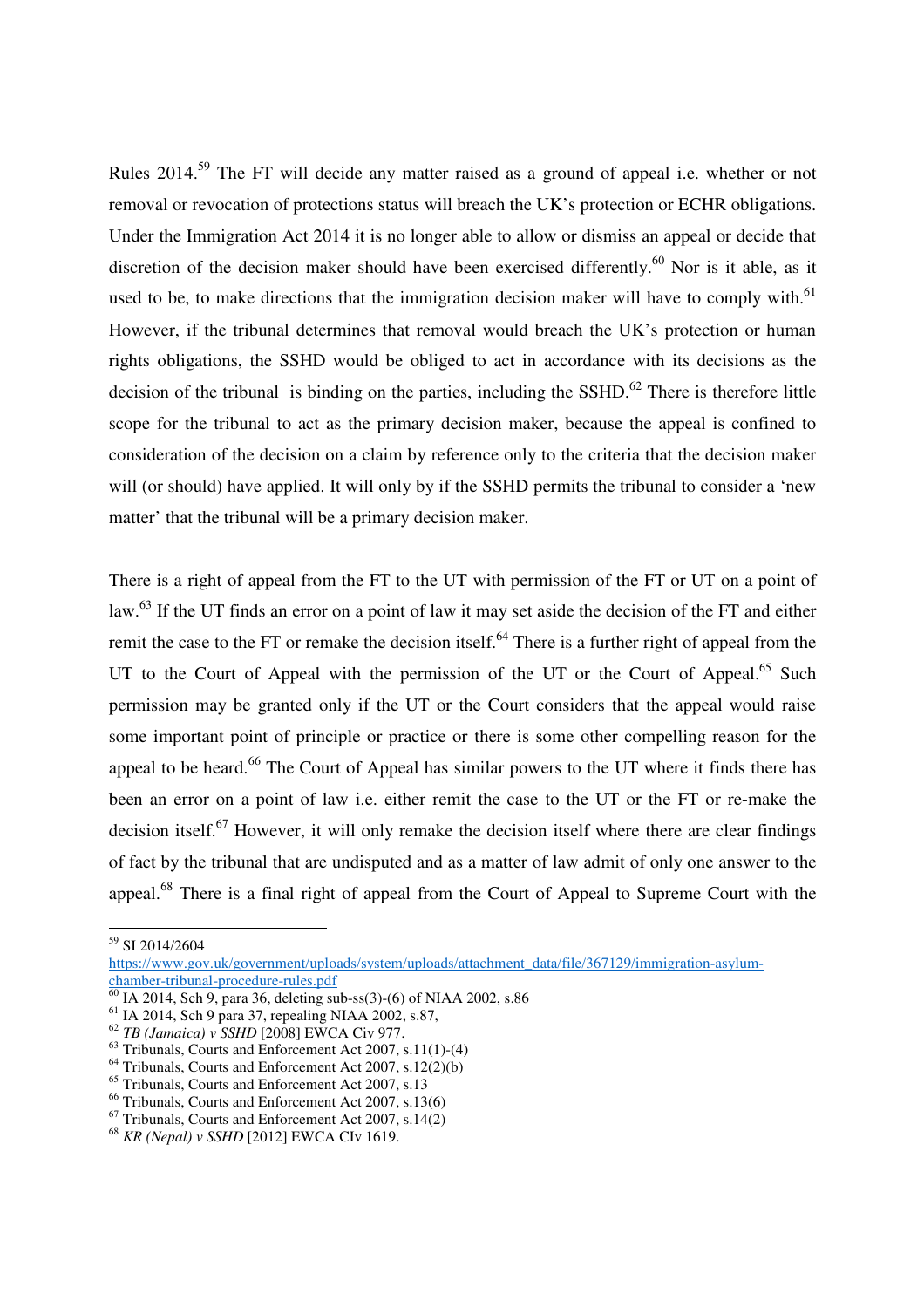Rules 2014.[59] The FT will decide any matter raised as a ground of appeal i.e. whether or not removal or revocation of protections status will breach the UK's protection or ECHR obligations. Under the Immigration Act 2014 it is no longer able to allow or dismiss an appeal or decide that discretion of the decision maker should have been exercised differently.[60] Nor is it able, as it used to be, to make directions that the immigration decision maker will have to comply with.[61] However, if the tribunal determines that removal would breach the UK's protection or human rights obligations, the SSHD would be obliged to act in accordance with its decisions as the decision of the tribunal is binding on the parties, including the SSHD.[62] There is therefore little scope for the tribunal to act as the primary decision maker, because the appeal is confined to consideration of the decision on a claim by reference only to the criteria that the decision maker will (or should) have applied. It will only by if the SSHD permits the tribunal to consider a 'new matter' that the tribunal will be a primary decision maker.

There is a right of appeal from the FT to the UT with permission of the FT or UT on a point of law.[63] If the UT finds an error on a point of law it may set aside the decision of the FT and either remit the case to the FT or remake the decision itself.[64] There is a further right of appeal from the UT to the Court of Appeal with the permission of the UT or the Court of Appeal.[65] Such permission may be granted only if the UT or the Court considers that the appeal would raise some important point of principle or practice or there is some other compelling reason for the appeal to be heard.[66] The Court of Appeal has similar powers to the UT where it finds there has been an error on a point of law i.e. either remit the case to the UT or the FT or re-make the decision itself.[67] However, it will only remake the decision itself where there are clear findings of fact by the tribunal that are undisputed and as a matter of law admit of only one answer to the appeal.[68] There is a final right of appeal from the Court of Appeal to Supreme Court with the

---

[59] SI 2014/2604 https://www.gov.uk/government/uploads/system/uploads/attachment_data/file/367129/immigration-asylum-chamber-tribunal-procedure-rules.pdf

[60] IA 2014, Sch 9, para 36, deleting sub-ss(3)-(6) of NIAA 2002, s.86

[61] IA 2014, Sch 9 para 37, repealing NIAA 2002, s.87,

[62] *TB (Jamaica) v SSHD* [2008] EWCA Civ 977.

[63] Tribunals, Courts and Enforcement Act 2007, s.11(1)-(4)

[64] Tribunals, Courts and Enforcement Act 2007, s.12(2)(b)

[65] Tribunals, Courts and Enforcement Act 2007, s.13

[66] Tribunals, Courts and Enforcement Act 2007, s.13(6)

[67] Tribunals, Courts and Enforcement Act 2007, s.14(2)

[68] *KR (Nepal) v SSHD* [2012] EWCA CIv 1619.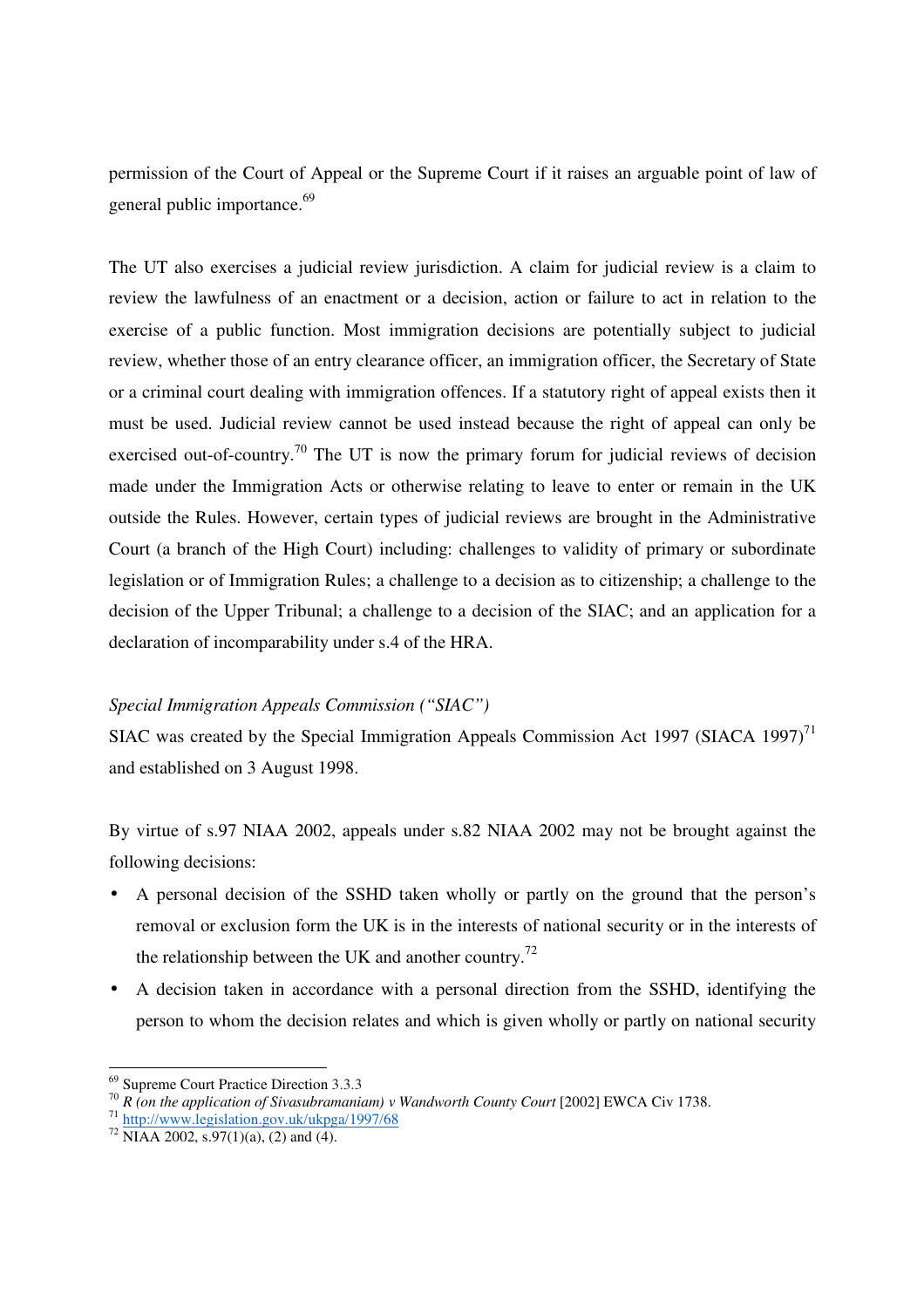permission of the Court of Appeal or the Supreme Court if it raises an arguable point of law of general public importance.[69]

The UT also exercises a judicial review jurisdiction. A claim for judicial review is a claim to review the lawfulness of an enactment or a decision, action or failure to act in relation to the exercise of a public function. Most immigration decisions are potentially subject to judicial review, whether those of an entry clearance officer, an immigration officer, the Secretary of State or a criminal court dealing with immigration offences. If a statutory right of appeal exists then it must be used. Judicial review cannot be used instead because the right of appeal can only be exercised out-of-country.[70] The UT is now the primary forum for judicial reviews of decision made under the Immigration Acts or otherwise relating to leave to enter or remain in the UK outside the Rules. However, certain types of judicial reviews are brought in the Administrative Court (a branch of the High Court) including: challenges to validity of primary or subordinate legislation or of Immigration Rules; a challenge to a decision as to citizenship; a challenge to the decision of the Upper Tribunal; a challenge to a decision of the SIAC; and an application for a declaration of incomparability under s.4 of the HRA.

*Special Immigration Appeals Commission ("SIAC")*

SIAC was created by the Special Immigration Appeals Commission Act 1997 (SIACA 1997)[71] and established on 3 August 1998.

By virtue of s.97 NIAA 2002, appeals under s.82 NIAA 2002 may not be brought against the following decisions:

- A personal decision of the SSHD taken wholly or partly on the ground that the person's removal or exclusion form the UK is in the interests of national security or in the interests of the relationship between the UK and another country.[72]
- A decision taken in accordance with a personal direction from the SSHD, identifying the person to whom the decision relates and which is given wholly or partly on national security

---

[69] Supreme Court Practice Direction 3.3.3

[70] *R (on the application of Sivasubramaniam) v Wandworth County Court* [2002] EWCA Civ 1738.

[71] http://www.legislation.gov.uk/ukpga/1997/68

[72] NIAA 2002, s.97(1)(a), (2) and (4).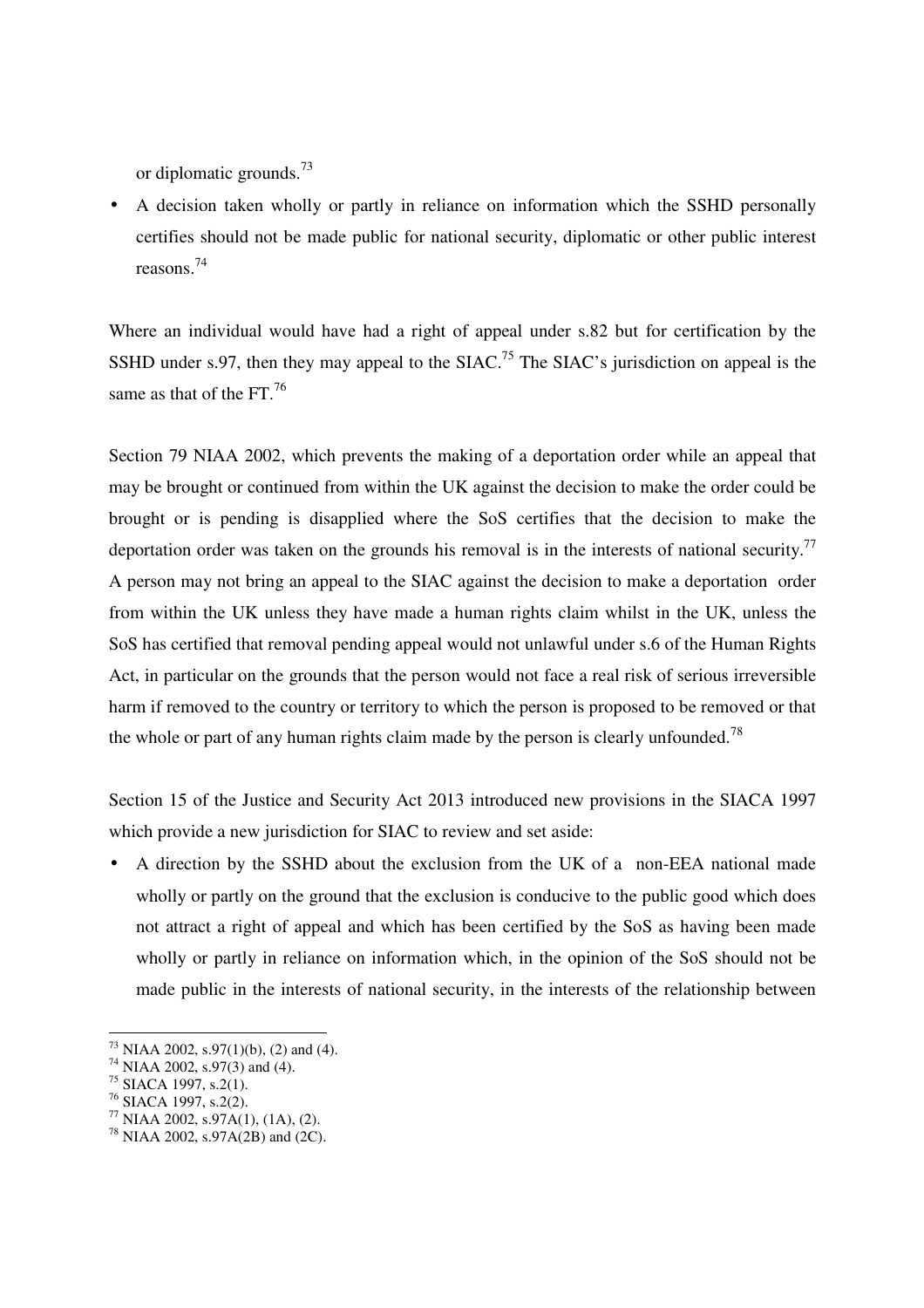or diplomatic grounds.[73]

- A decision taken wholly or partly in reliance on information which the SSHD personally certifies should not be made public for national security, diplomatic or other public interest reasons.[74]

Where an individual would have had a right of appeal under s.82 but for certification by the SSHD under s.97, then they may appeal to the SIAC.[75] The SIAC's jurisdiction on appeal is the same as that of the FT.[76]

Section 79 NIAA 2002, which prevents the making of a deportation order while an appeal that may be brought or continued from within the UK against the decision to make the order could be brought or is pending is disapplied where the SoS certifies that the decision to make the deportation order was taken on the grounds his removal is in the interests of national security.[77] A person may not bring an appeal to the SIAC against the decision to make a deportation order from within the UK unless they have made a human rights claim whilst in the UK, unless the SoS has certified that removal pending appeal would not unlawful under s.6 of the Human Rights Act, in particular on the grounds that the person would not face a real risk of serious irreversible harm if removed to the country or territory to which the person is proposed to be removed or that the whole or part of any human rights claim made by the person is clearly unfounded.[78]

Section 15 of the Justice and Security Act 2013 introduced new provisions in the SIACA 1997 which provide a new jurisdiction for SIAC to review and set aside:

- A direction by the SSHD about the exclusion from the UK of a non-EEA national made wholly or partly on the ground that the exclusion is conducive to the public good which does not attract a right of appeal and which has been certified by the SoS as having been made wholly or partly in reliance on information which, in the opinion of the SoS should not be made public in the interests of national security, in the interests of the relationship between

[73] NIAA 2002, s.97(1)(b), (2) and (4).
[74] NIAA 2002, s.97(3) and (4).
[75] SIACA 1997, s.2(1).
[76] SIACA 1997, s.2(2).
[77] NIAA 2002, s.97A(1), (1A), (2).
[78] NIAA 2002, s.97A(2B) and (2C).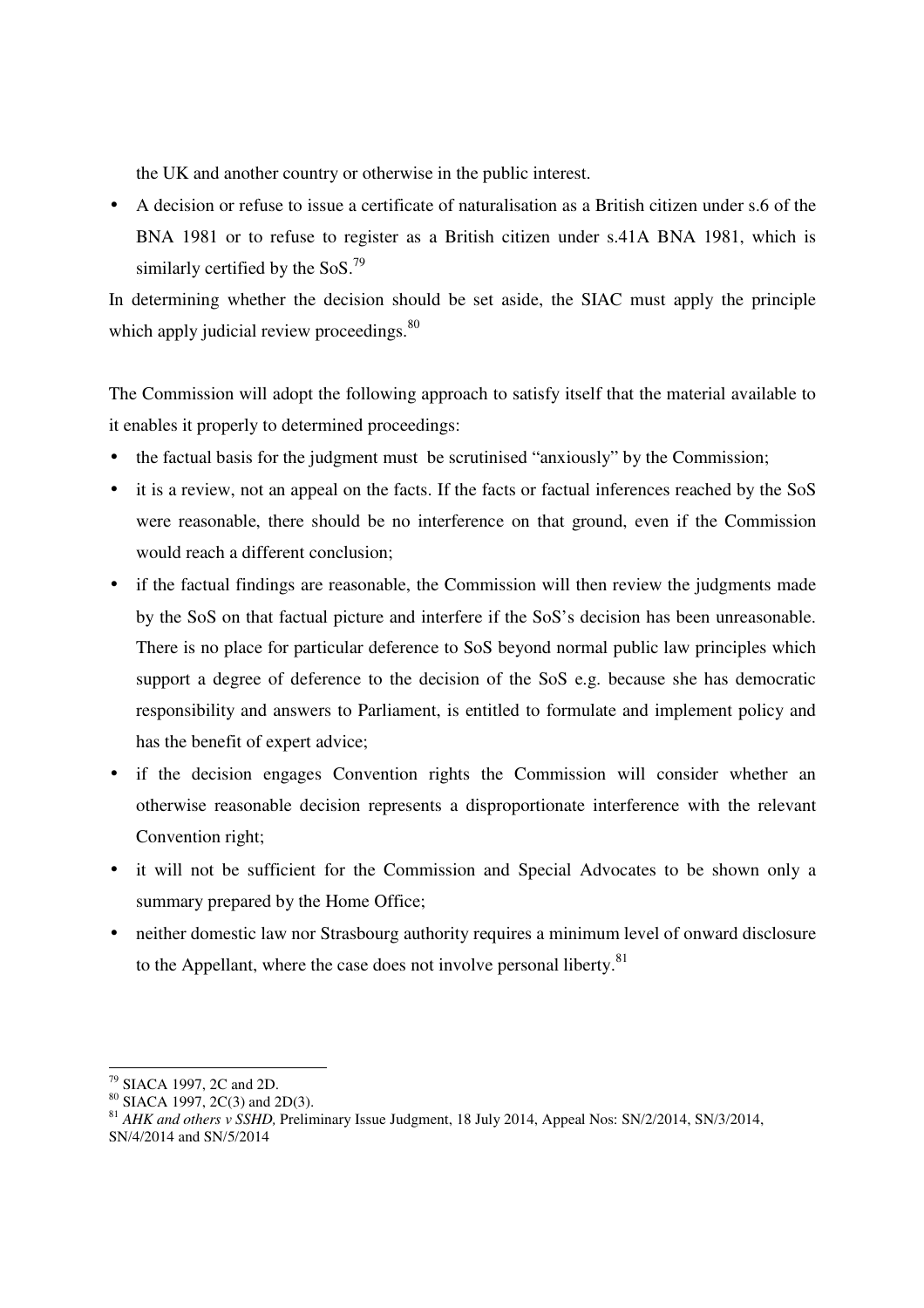the UK and another country or otherwise in the public interest.

- A decision or refuse to issue a certificate of naturalisation as a British citizen under s.6 of the BNA 1981 or to refuse to register as a British citizen under s.41A BNA 1981, which is similarly certified by the SoS.[79]

In determining whether the decision should be set aside, the SIAC must apply the principle which apply judicial review proceedings.[80]

The Commission will adopt the following approach to satisfy itself that the material available to it enables it properly to determined proceedings:

- the factual basis for the judgment must be scrutinised "anxiously" by the Commission;
- it is a review, not an appeal on the facts. If the facts or factual inferences reached by the SoS were reasonable, there should be no interference on that ground, even if the Commission would reach a different conclusion;
- if the factual findings are reasonable, the Commission will then review the judgments made by the SoS on that factual picture and interfere if the SoS's decision has been unreasonable. There is no place for particular deference to SoS beyond normal public law principles which support a degree of deference to the decision of the SoS e.g. because she has democratic responsibility and answers to Parliament, is entitled to formulate and implement policy and has the benefit of expert advice;
- if the decision engages Convention rights the Commission will consider whether an otherwise reasonable decision represents a disproportionate interference with the relevant Convention right;
- it will not be sufficient for the Commission and Special Advocates to be shown only a summary prepared by the Home Office;
- neither domestic law nor Strasbourg authority requires a minimum level of onward disclosure to the Appellant, where the case does not involve personal liberty.[81]

---

[79] SIACA 1997, 2C and 2D.

[80] SIACA 1997, 2C(3) and 2D(3).

[81] *AHK and others v SSHD,* Preliminary Issue Judgment, 18 July 2014, Appeal Nos: SN/2/2014, SN/3/2014, SN/4/2014 and SN/5/2014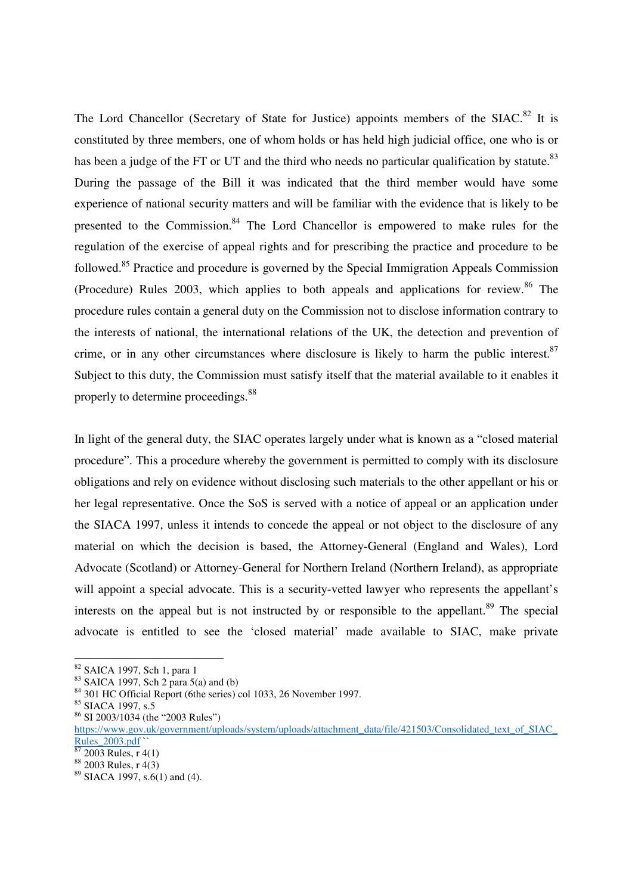The Lord Chancellor (Secretary of State for Justice) appoints members of the SIAC.[82] It is constituted by three members, one of whom holds or has held high judicial office, one who is or has been a judge of the FT or UT and the third who needs no particular qualification by statute.[83] During the passage of the Bill it was indicated that the third member would have some experience of national security matters and will be familiar with the evidence that is likely to be presented to the Commission.[84] The Lord Chancellor is empowered to make rules for the regulation of the exercise of appeal rights and for prescribing the practice and procedure to be followed.[85] Practice and procedure is governed by the Special Immigration Appeals Commission (Procedure) Rules 2003, which applies to both appeals and applications for review.[86] The procedure rules contain a general duty on the Commission not to disclose information contrary to the interests of national, the international relations of the UK, the detection and prevention of crime, or in any other circumstances where disclosure is likely to harm the public interest.[87] Subject to this duty, the Commission must satisfy itself that the material available to it enables it properly to determine proceedings.[88]

In light of the general duty, the SIAC operates largely under what is known as a "closed material procedure". This a procedure whereby the government is permitted to comply with its disclosure obligations and rely on evidence without disclosing such materials to the other appellant or his or her legal representative. Once the SoS is served with a notice of appeal or an application under the SIACA 1997, unless it intends to concede the appeal or not object to the disclosure of any material on which the decision is based, the Attorney-General (England and Wales), Lord Advocate (Scotland) or Attorney-General for Northern Ireland (Northern Ireland), as appropriate will appoint a special advocate. This is a security-vetted lawyer who represents the appellant's interests on the appeal but is not instructed by or responsible to the appellant.[89] The special advocate is entitled to see the 'closed material' made available to SIAC, make private

---

[82] SAICA 1997, Sch 1, para 1

[83] SAICA 1997, Sch 2 para 5(a) and (b)

[84] 301 HC Official Report (6the series) col 1033, 26 November 1997.

[85] SIACA 1997, s.5

[86] SI 2003/1034 (the "2003 Rules") https://www.gov.uk/government/uploads/system/uploads/attachment_data/file/421503/Consolidated_text_of_SIAC_Rules_2003.pdf ``

[87] 2003 Rules, r 4(1)

[88] 2003 Rules, r 4(3)

[89] SIACA 1997, s.6(1) and (4).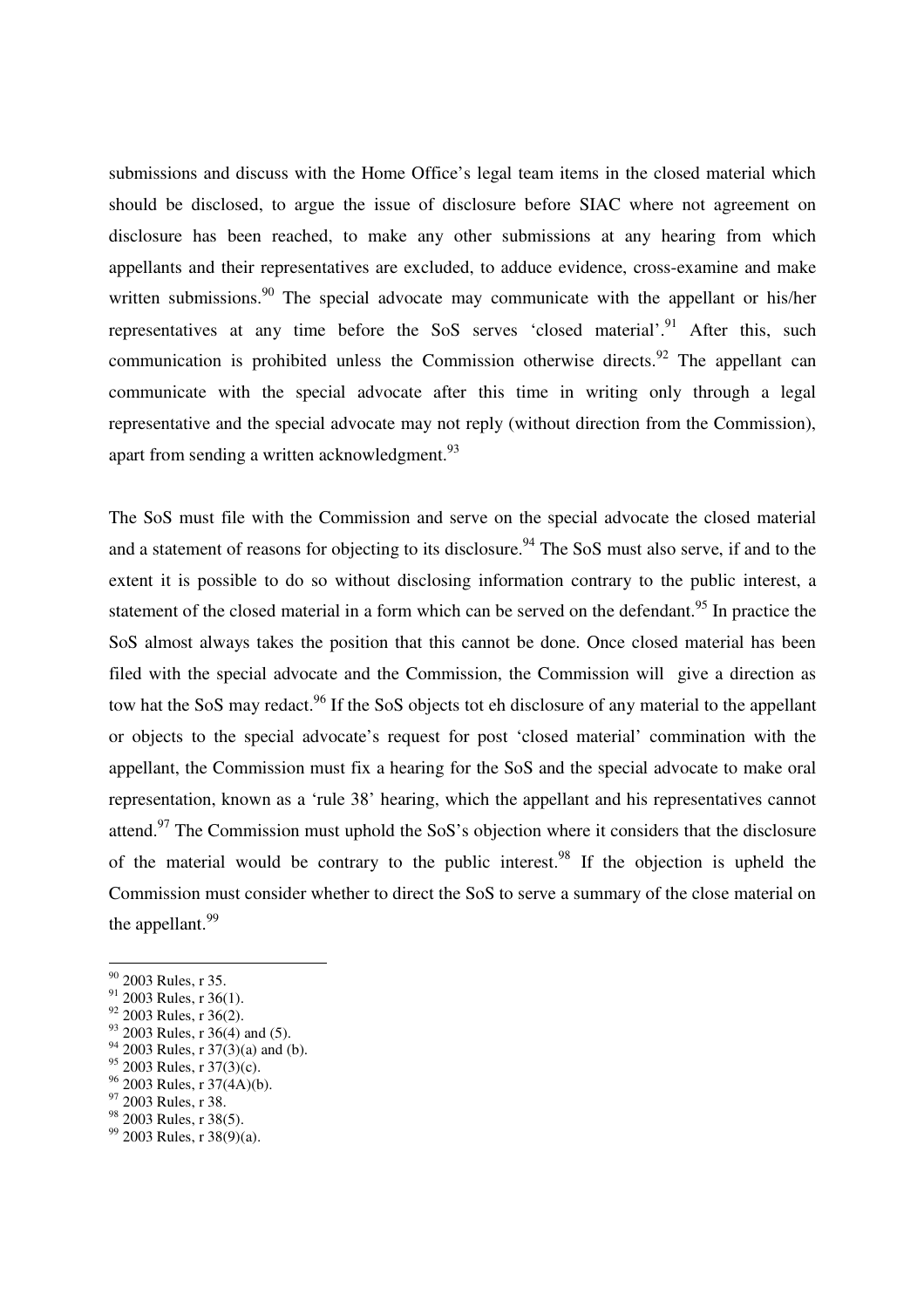submissions and discuss with the Home Office's legal team items in the closed material which should be disclosed, to argue the issue of disclosure before SIAC where not agreement on disclosure has been reached, to make any other submissions at any hearing from which appellants and their representatives are excluded, to adduce evidence, cross-examine and make written submissions.[90] The special advocate may communicate with the appellant or his/her representatives at any time before the SoS serves 'closed material'.[91] After this, such communication is prohibited unless the Commission otherwise directs.[92] The appellant can communicate with the special advocate after this time in writing only through a legal representative and the special advocate may not reply (without direction from the Commission), apart from sending a written acknowledgment.[93]

The SoS must file with the Commission and serve on the special advocate the closed material and a statement of reasons for objecting to its disclosure.[94] The SoS must also serve, if and to the extent it is possible to do so without disclosing information contrary to the public interest, a statement of the closed material in a form which can be served on the defendant.[95] In practice the SoS almost always takes the position that this cannot be done. Once closed material has been filed with the special advocate and the Commission, the Commission will give a direction as tow hat the SoS may redact.[96] If the SoS objects tot eh disclosure of any material to the appellant or objects to the special advocate's request for post 'closed material' commination with the appellant, the Commission must fix a hearing for the SoS and the special advocate to make oral representation, known as a 'rule 38' hearing, which the appellant and his representatives cannot attend.[97] The Commission must uphold the SoS's objection where it considers that the disclosure of the material would be contrary to the public interest.[98] If the objection is upheld the Commission must consider whether to direct the SoS to serve a summary of the close material on the appellant.[99]

---

[90] 2003 Rules, r 35.
[91] 2003 Rules, r 36(1).
[92] 2003 Rules, r 36(2).
[93] 2003 Rules, r 36(4) and (5).
[94] 2003 Rules, r 37(3)(a) and (b).
[95] 2003 Rules, r 37(3)(c).
[96] 2003 Rules, r 37(4A)(b).
[97] 2003 Rules, r 38.
[98] 2003 Rules, r 38(5).
[99] 2003 Rules, r 38(9)(a).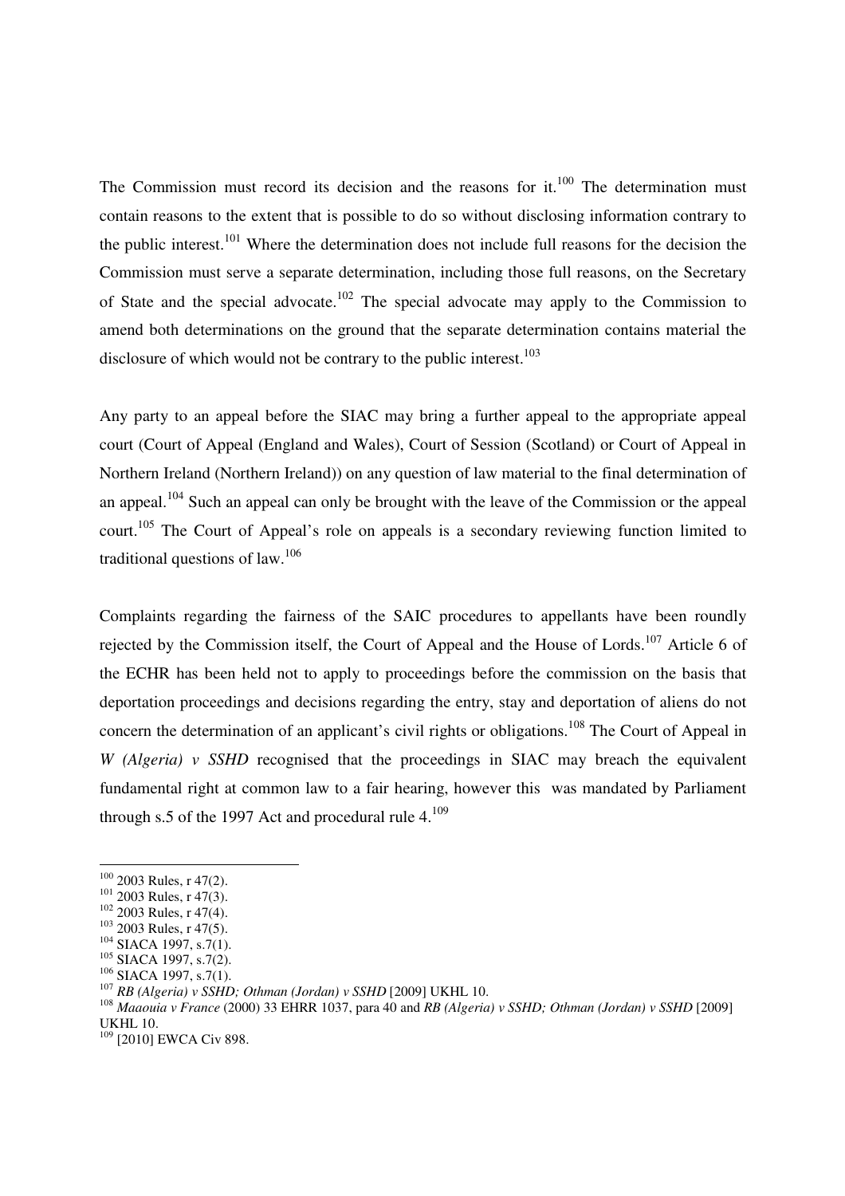The Commission must record its decision and the reasons for it.[100] The determination must contain reasons to the extent that is possible to do so without disclosing information contrary to the public interest.[101] Where the determination does not include full reasons for the decision the Commission must serve a separate determination, including those full reasons, on the Secretary of State and the special advocate.[102] The special advocate may apply to the Commission to amend both determinations on the ground that the separate determination contains material the disclosure of which would not be contrary to the public interest.[103]

Any party to an appeal before the SIAC may bring a further appeal to the appropriate appeal court (Court of Appeal (England and Wales), Court of Session (Scotland) or Court of Appeal in Northern Ireland (Northern Ireland)) on any question of law material to the final determination of an appeal.[104] Such an appeal can only be brought with the leave of the Commission or the appeal court.[105] The Court of Appeal's role on appeals is a secondary reviewing function limited to traditional questions of law.[106]

Complaints regarding the fairness of the SAIC procedures to appellants have been roundly rejected by the Commission itself, the Court of Appeal and the House of Lords.[107] Article 6 of the ECHR has been held not to apply to proceedings before the commission on the basis that deportation proceedings and decisions regarding the entry, stay and deportation of aliens do not concern the determination of an applicant's civil rights or obligations.[108] The Court of Appeal in *W (Algeria) v SSHD* recognised that the proceedings in SIAC may breach the equivalent fundamental right at common law to a fair hearing, however this was mandated by Parliament through s.5 of the 1997 Act and procedural rule 4.[109]

---

[100] 2003 Rules, r 47(2).
[101] 2003 Rules, r 47(3).
[102] 2003 Rules, r 47(4).
[103] 2003 Rules, r 47(5).
[104] SIACA 1997, s.7(1).
[105] SIACA 1997, s.7(2).
[106] SIACA 1997, s.7(1).
[107] *RB (Algeria) v SSHD; Othman (Jordan) v SSHD* [2009] UKHL 10.
[108] *Maaouia v France* (2000) 33 EHRR 1037, para 40 and *RB (Algeria) v SSHD; Othman (Jordan) v SSHD* [2009] UKHL 10.
[109] [2010] EWCA Civ 898.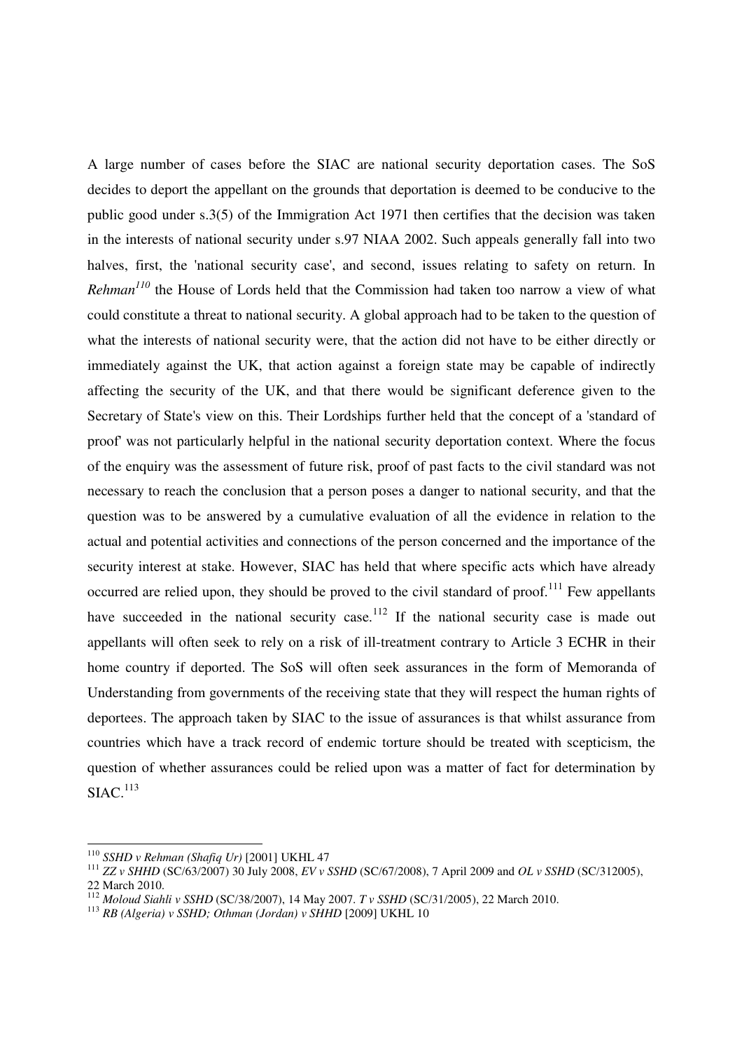A large number of cases before the SIAC are national security deportation cases. The SoS decides to deport the appellant on the grounds that deportation is deemed to be conducive to the public good under s.3(5) of the Immigration Act 1971 then certifies that the decision was taken in the interests of national security under s.97 NIAA 2002. Such appeals generally fall into two halves, first, the 'national security case', and second, issues relating to safety on return. In *Rehman*[110] the House of Lords held that the Commission had taken too narrow a view of what could constitute a threat to national security. A global approach had to be taken to the question of what the interests of national security were, that the action did not have to be either directly or immediately against the UK, that action against a foreign state may be capable of indirectly affecting the security of the UK, and that there would be significant deference given to the Secretary of State's view on this. Their Lordships further held that the concept of a 'standard of proof' was not particularly helpful in the national security deportation context. Where the focus of the enquiry was the assessment of future risk, proof of past facts to the civil standard was not necessary to reach the conclusion that a person poses a danger to national security, and that the question was to be answered by a cumulative evaluation of all the evidence in relation to the actual and potential activities and connections of the person concerned and the importance of the security interest at stake. However, SIAC has held that where specific acts which have already occurred are relied upon, they should be proved to the civil standard of proof.[111] Few appellants have succeeded in the national security case.[112] If the national security case is made out appellants will often seek to rely on a risk of ill-treatment contrary to Article 3 ECHR in their home country if deported. The SoS will often seek assurances in the form of Memoranda of Understanding from governments of the receiving state that they will respect the human rights of deportees. The approach taken by SIAC to the issue of assurances is that whilst assurance from countries which have a track record of endemic torture should be treated with scepticism, the question of whether assurances could be relied upon was a matter of fact for determination by SIAC.[113]

---

[110] *SSHD v Rehman (Shafiq Ur)* [2001] UKHL 47

[111] *ZZ v SHHD* (SC/63/2007) 30 July 2008, *EV v SSHD* (SC/67/2008), 7 April 2009 and *OL v SSHD* (SC/312005), 22 March 2010.

[112] *Moloud Siahli v SSHD* (SC/38/2007), 14 May 2007. *T v SSHD* (SC/31/2005), 22 March 2010.

[113] *RB (Algeria) v SSHD; Othman (Jordan) v SHHD* [2009] UKHL 10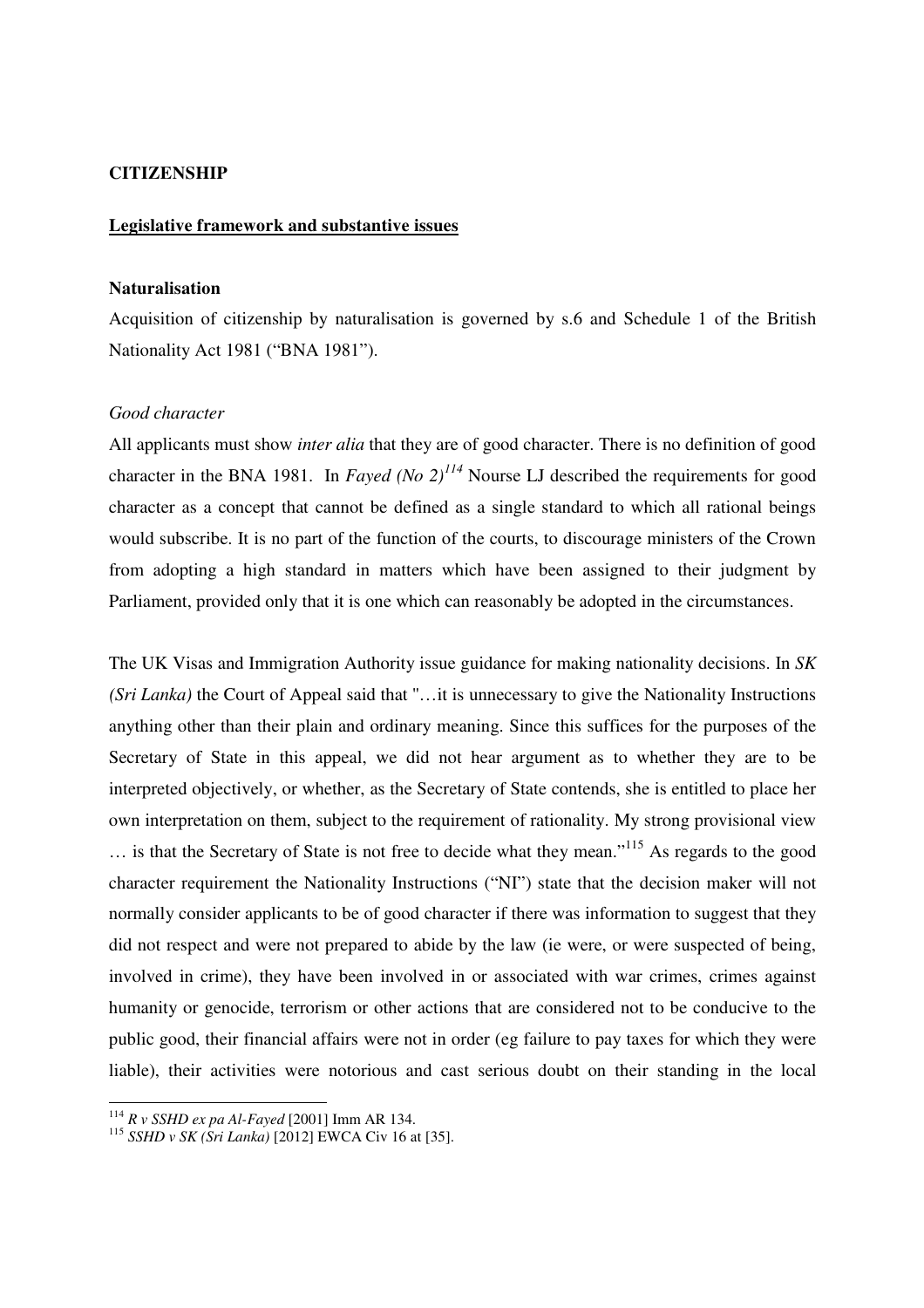**CITIZENSHIP**

**Legislative framework and substantive issues**

**Naturalisation**

Acquisition of citizenship by naturalisation is governed by s.6 and Schedule 1 of the British Nationality Act 1981 ("BNA 1981").

*Good character*

All applicants must show *inter alia* that they are of good character. There is no definition of good character in the BNA 1981. In *Fayed (No 2)*[114] Nourse LJ described the requirements for good character as a concept that cannot be defined as a single standard to which all rational beings would subscribe. It is no part of the function of the courts, to discourage ministers of the Crown from adopting a high standard in matters which have been assigned to their judgment by Parliament, provided only that it is one which can reasonably be adopted in the circumstances.

The UK Visas and Immigration Authority issue guidance for making nationality decisions. In *SK (Sri Lanka)* the Court of Appeal said that "…it is unnecessary to give the Nationality Instructions anything other than their plain and ordinary meaning. Since this suffices for the purposes of the Secretary of State in this appeal, we did not hear argument as to whether they are to be interpreted objectively, or whether, as the Secretary of State contends, she is entitled to place her own interpretation on them, subject to the requirement of rationality. My strong provisional view … is that the Secretary of State is not free to decide what they mean."[115] As regards to the good character requirement the Nationality Instructions ("NI") state that the decision maker will not normally consider applicants to be of good character if there was information to suggest that they did not respect and were not prepared to abide by the law (ie were, or were suspected of being, involved in crime), they have been involved in or associated with war crimes, crimes against humanity or genocide, terrorism or other actions that are considered not to be conducive to the public good, their financial affairs were not in order (eg failure to pay taxes for which they were liable), their activities were notorious and cast serious doubt on their standing in the local

---

[114] *R v SSHD ex pa Al-Fayed* [2001] Imm AR 134.

[115] *SSHD v SK (Sri Lanka)* [2012] EWCA Civ 16 at [35].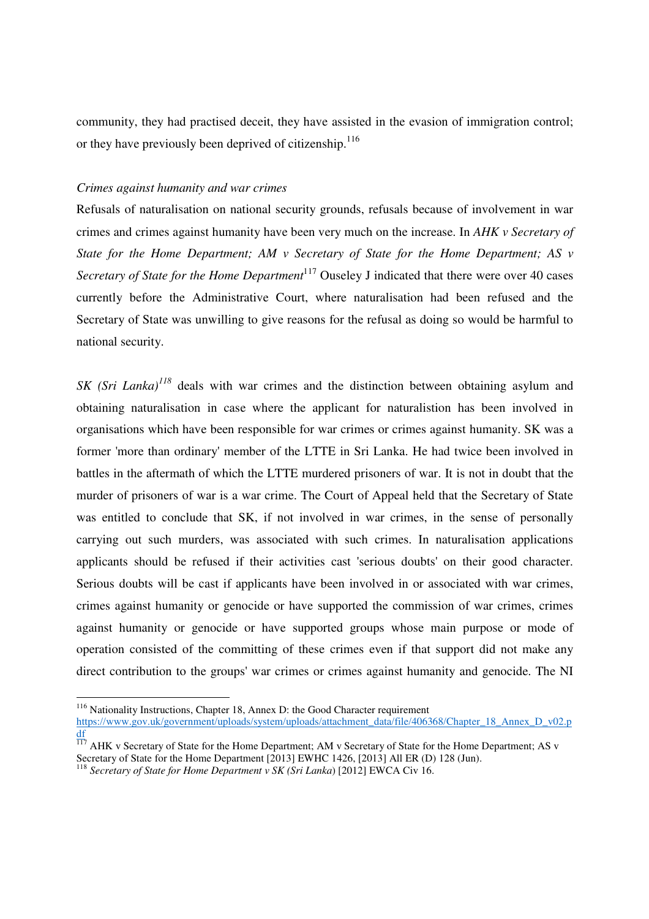community, they had practised deceit, they have assisted in the evasion of immigration control; or they have previously been deprived of citizenship.[116]

*Crimes against humanity and war crimes*

Refusals of naturalisation on national security grounds, refusals because of involvement in war crimes and crimes against humanity have been very much on the increase. In *AHK v Secretary of State for the Home Department; AM v Secretary of State for the Home Department; AS v Secretary of State for the Home Department*[117] Ouseley J indicated that there were over 40 cases currently before the Administrative Court, where naturalisation had been refused and the Secretary of State was unwilling to give reasons for the refusal as doing so would be harmful to national security.

*SK (Sri Lanka)*[118] deals with war crimes and the distinction between obtaining asylum and obtaining naturalisation in case where the applicant for naturalistion has been involved in organisations which have been responsible for war crimes or crimes against humanity. SK was a former 'more than ordinary' member of the LTTE in Sri Lanka. He had twice been involved in battles in the aftermath of which the LTTE murdered prisoners of war. It is not in doubt that the murder of prisoners of war is a war crime. The Court of Appeal held that the Secretary of State was entitled to conclude that SK, if not involved in war crimes, in the sense of personally carrying out such murders, was associated with such crimes. In naturalisation applications applicants should be refused if their activities cast 'serious doubts' on their good character. Serious doubts will be cast if applicants have been involved in or associated with war crimes, crimes against humanity or genocide or have supported the commission of war crimes, crimes against humanity or genocide or have supported groups whose main purpose or mode of operation consisted of the committing of these crimes even if that support did not make any direct contribution to the groups' war crimes or crimes against humanity and genocide. The NI

---

[116] Nationality Instructions, Chapter 18, Annex D: the Good Character requirement https://www.gov.uk/government/uploads/system/uploads/attachment_data/file/406368/Chapter_18_Annex_D_v02.pdf

[117] AHK v Secretary of State for the Home Department; AM v Secretary of State for the Home Department; AS v Secretary of State for the Home Department [2013] EWHC 1426, [2013] All ER (D) 128 (Jun).

[118] *Secretary of State for Home Department v SK (Sri Lanka*) [2012] EWCA Civ 16.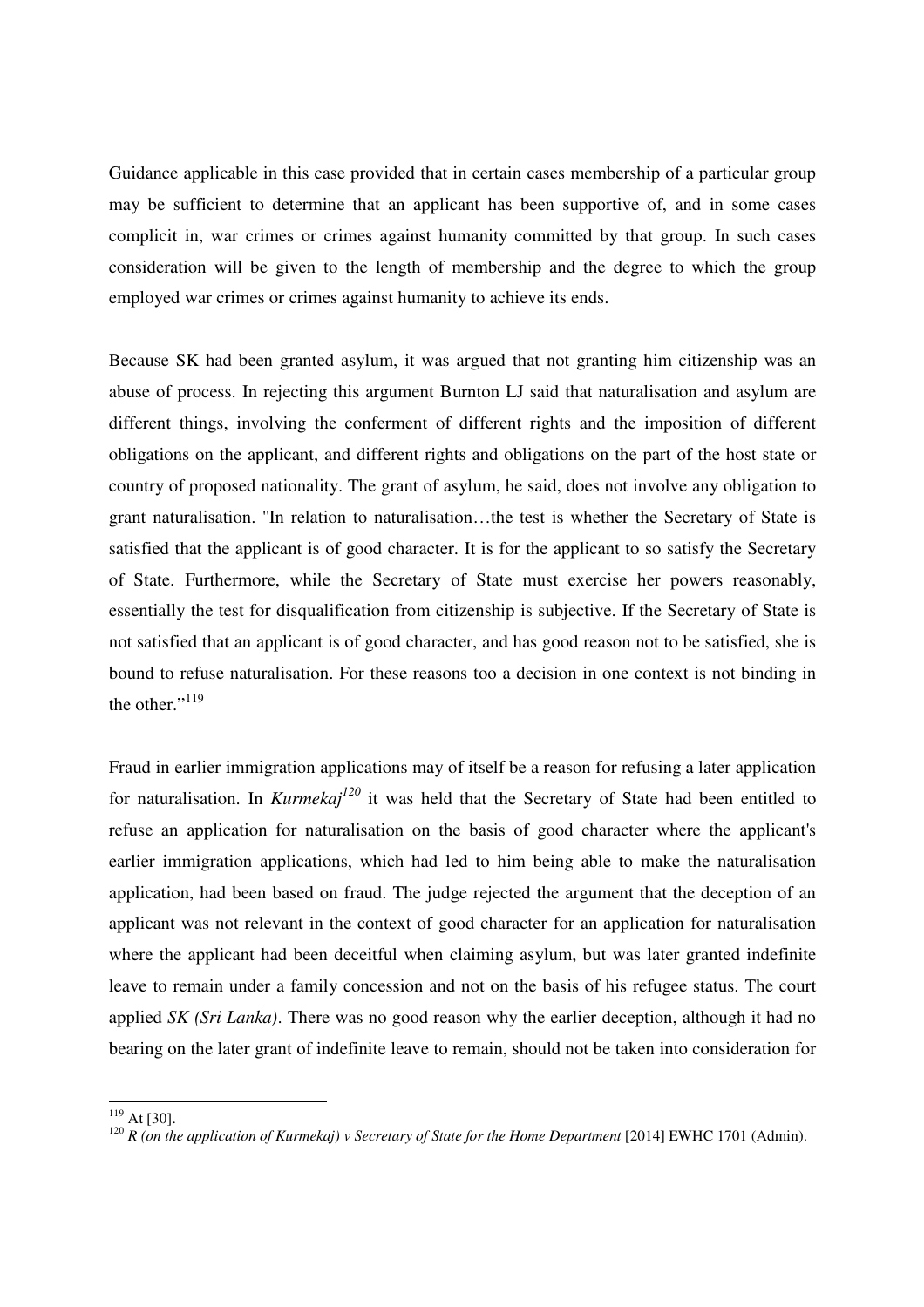Guidance applicable in this case provided that in certain cases membership of a particular group may be sufficient to determine that an applicant has been supportive of, and in some cases complicit in, war crimes or crimes against humanity committed by that group. In such cases consideration will be given to the length of membership and the degree to which the group employed war crimes or crimes against humanity to achieve its ends.

Because SK had been granted asylum, it was argued that not granting him citizenship was an abuse of process. In rejecting this argument Burnton LJ said that naturalisation and asylum are different things, involving the conferment of different rights and the imposition of different obligations on the applicant, and different rights and obligations on the part of the host state or country of proposed nationality. The grant of asylum, he said, does not involve any obligation to grant naturalisation. "In relation to naturalisation…the test is whether the Secretary of State is satisfied that the applicant is of good character. It is for the applicant to so satisfy the Secretary of State. Furthermore, while the Secretary of State must exercise her powers reasonably, essentially the test for disqualification from citizenship is subjective. If the Secretary of State is not satisfied that an applicant is of good character, and has good reason not to be satisfied, she is bound to refuse naturalisation. For these reasons too a decision in one context is not binding in the other."[119]

Fraud in earlier immigration applications may of itself be a reason for refusing a later application for naturalisation. In *Kurmekaj*[120] it was held that the Secretary of State had been entitled to refuse an application for naturalisation on the basis of good character where the applicant's earlier immigration applications, which had led to him being able to make the naturalisation application, had been based on fraud. The judge rejected the argument that the deception of an applicant was not relevant in the context of good character for an application for naturalisation where the applicant had been deceitful when claiming asylum, but was later granted indefinite leave to remain under a family concession and not on the basis of his refugee status. The court applied *SK (Sri Lanka)*. There was no good reason why the earlier deception, although it had no bearing on the later grant of indefinite leave to remain, should not be taken into consideration for

---

[119] At [30].

[120] *R (on the application of Kurmekaj) v Secretary of State for the Home Department* [2014] EWHC 1701 (Admin).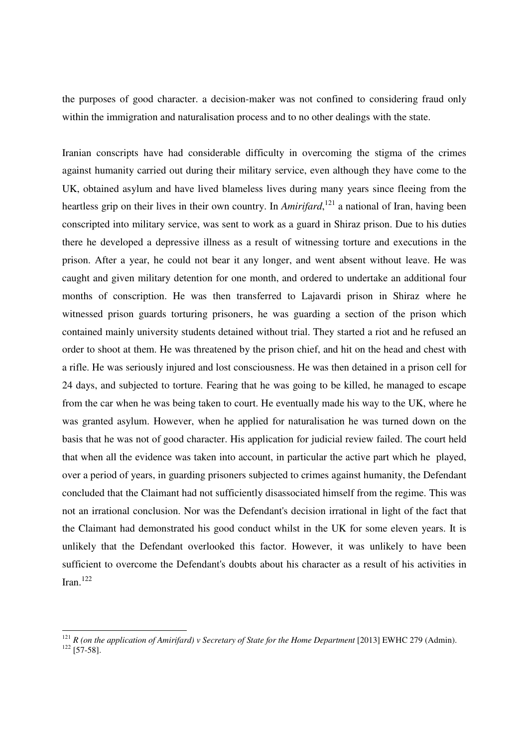the purposes of good character. a decision-maker was not confined to considering fraud only within the immigration and naturalisation process and to no other dealings with the state.

Iranian conscripts have had considerable difficulty in overcoming the stigma of the crimes against humanity carried out during their military service, even although they have come to the UK, obtained asylum and have lived blameless lives during many years since fleeing from the heartless grip on their lives in their own country. In *Amirifard*,[121] a national of Iran, having been conscripted into military service, was sent to work as a guard in Shiraz prison. Due to his duties there he developed a depressive illness as a result of witnessing torture and executions in the prison. After a year, he could not bear it any longer, and went absent without leave. He was caught and given military detention for one month, and ordered to undertake an additional four months of conscription. He was then transferred to Lajavardi prison in Shiraz where he witnessed prison guards torturing prisoners, he was guarding a section of the prison which contained mainly university students detained without trial. They started a riot and he refused an order to shoot at them. He was threatened by the prison chief, and hit on the head and chest with a rifle. He was seriously injured and lost consciousness. He was then detained in a prison cell for 24 days, and subjected to torture. Fearing that he was going to be killed, he managed to escape from the car when he was being taken to court. He eventually made his way to the UK, where he was granted asylum. However, when he applied for naturalisation he was turned down on the basis that he was not of good character. His application for judicial review failed. The court held that when all the evidence was taken into account, in particular the active part which he played, over a period of years, in guarding prisoners subjected to crimes against humanity, the Defendant concluded that the Claimant had not sufficiently disassociated himself from the regime. This was not an irrational conclusion. Nor was the Defendant's decision irrational in light of the fact that the Claimant had demonstrated his good conduct whilst in the UK for some eleven years. It is unlikely that the Defendant overlooked this factor. However, it was unlikely to have been sufficient to overcome the Defendant's doubts about his character as a result of his activities in Iran.[122]

---

[121] *R (on the application of Amirifard) v Secretary of State for the Home Department* [2013] EWHC 279 (Admin).

[122] [57-58].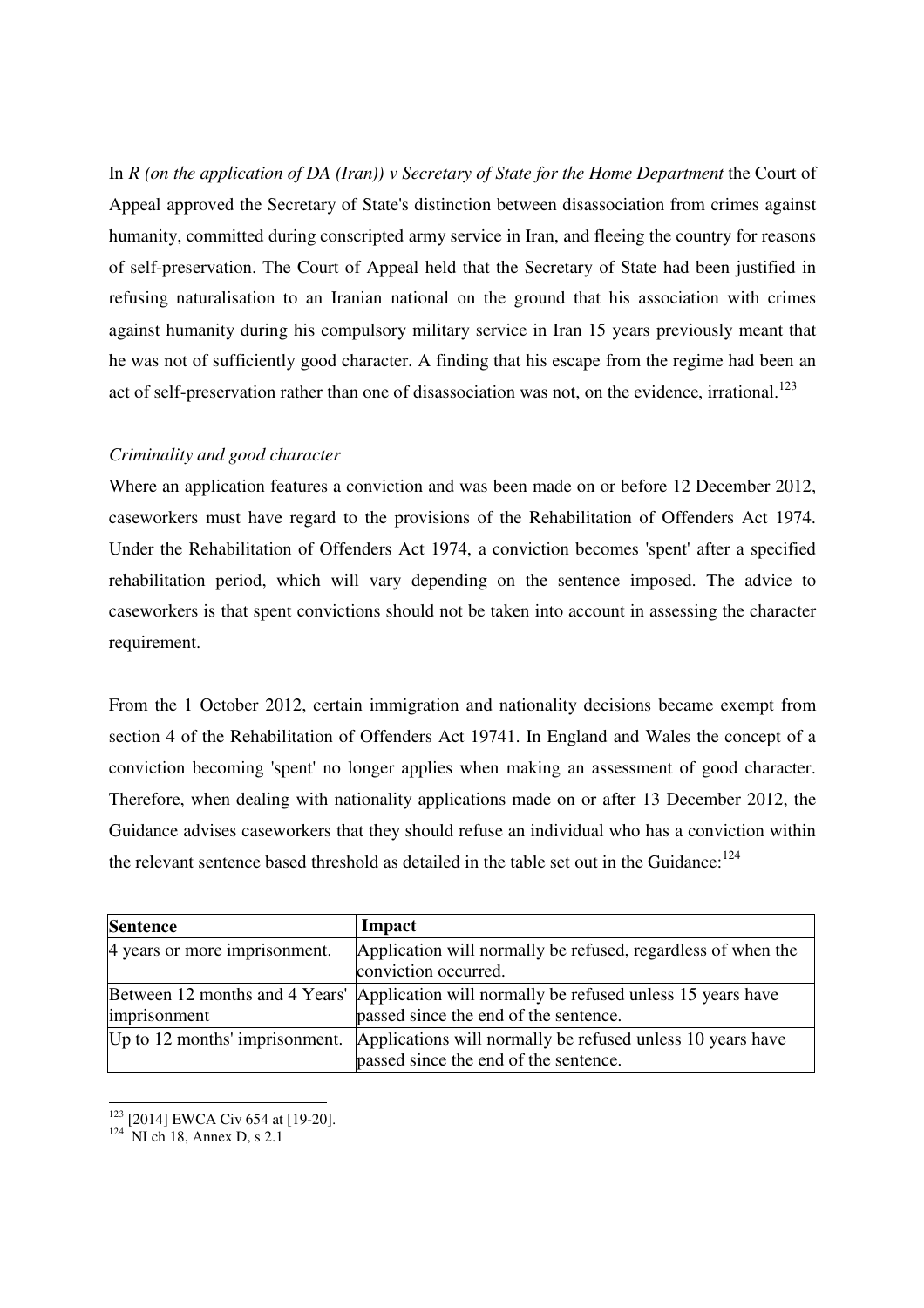In *R (on the application of DA (Iran)) v Secretary of State for the Home Department* the Court of Appeal approved the Secretary of State's distinction between disassociation from crimes against humanity, committed during conscripted army service in Iran, and fleeing the country for reasons of self-preservation. The Court of Appeal held that the Secretary of State had been justified in refusing naturalisation to an Iranian national on the ground that his association with crimes against humanity during his compulsory military service in Iran 15 years previously meant that he was not of sufficiently good character. A finding that his escape from the regime had been an act of self-preservation rather than one of disassociation was not, on the evidence, irrational.[123]

*Criminality and good character*

Where an application features a conviction and was been made on or before 12 December 2012, caseworkers must have regard to the provisions of the Rehabilitation of Offenders Act 1974. Under the Rehabilitation of Offenders Act 1974, a conviction becomes 'spent' after a specified rehabilitation period, which will vary depending on the sentence imposed. The advice to caseworkers is that spent convictions should not be taken into account in assessing the character requirement.

From the 1 October 2012, certain immigration and nationality decisions became exempt from section 4 of the Rehabilitation of Offenders Act 19741. In England and Wales the concept of a conviction becoming 'spent' no longer applies when making an assessment of good character. Therefore, when dealing with nationality applications made on or after 13 December 2012, the Guidance advises caseworkers that they should refuse an individual who has a conviction within the relevant sentence based threshold as detailed in the table set out in the Guidance:[124]

| **Sentence** | **Impact** |
| --- | --- |
| 4 years or more imprisonment. | Application will normally be refused, regardless of when the conviction occurred. |
| Between 12 months and 4 Years' imprisonment | Application will normally be refused unless 15 years have passed since the end of the sentence. |
| Up to 12 months' imprisonment. | Applications will normally be refused unless 10 years have passed since the end of the sentence. |

[123] [2014] EWCA Civ 654 at [19-20].

[124] NI ch 18, Annex D, s 2.1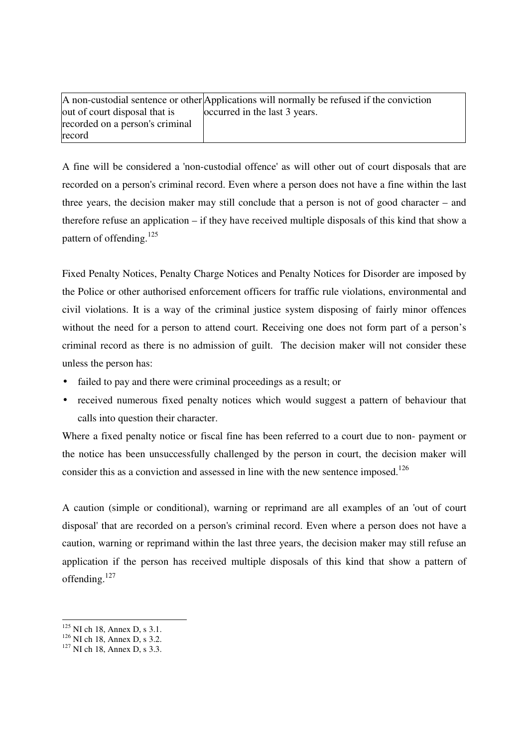| A non-custodial sentence or other out of court disposal that is recorded on a person's criminal record | Applications will normally be refused if the conviction occurred in the last 3 years. |
|---|---|

A fine will be considered a 'non-custodial offence' as will other out of court disposals that are recorded on a person's criminal record. Even where a person does not have a fine within the last three years, the decision maker may still conclude that a person is not of good character – and therefore refuse an application – if they have received multiple disposals of this kind that show a pattern of offending.[125]

Fixed Penalty Notices, Penalty Charge Notices and Penalty Notices for Disorder are imposed by the Police or other authorised enforcement officers for traffic rule violations, environmental and civil violations. It is a way of the criminal justice system disposing of fairly minor offences without the need for a person to attend court. Receiving one does not form part of a person's criminal record as there is no admission of guilt. The decision maker will not consider these unless the person has:

- failed to pay and there were criminal proceedings as a result; or
- received numerous fixed penalty notices which would suggest a pattern of behaviour that calls into question their character.

Where a fixed penalty notice or fiscal fine has been referred to a court due to non- payment or the notice has been unsuccessfully challenged by the person in court, the decision maker will consider this as a conviction and assessed in line with the new sentence imposed.[126]

A caution (simple or conditional), warning or reprimand are all examples of an 'out of court disposal' that are recorded on a person's criminal record. Even where a person does not have a caution, warning or reprimand within the last three years, the decision maker may still refuse an application if the person has received multiple disposals of this kind that show a pattern of offending.[127]

---

[125] NI ch 18, Annex D, s 3.1.
[126] NI ch 18, Annex D, s 3.2.
[127] NI ch 18, Annex D, s 3.3.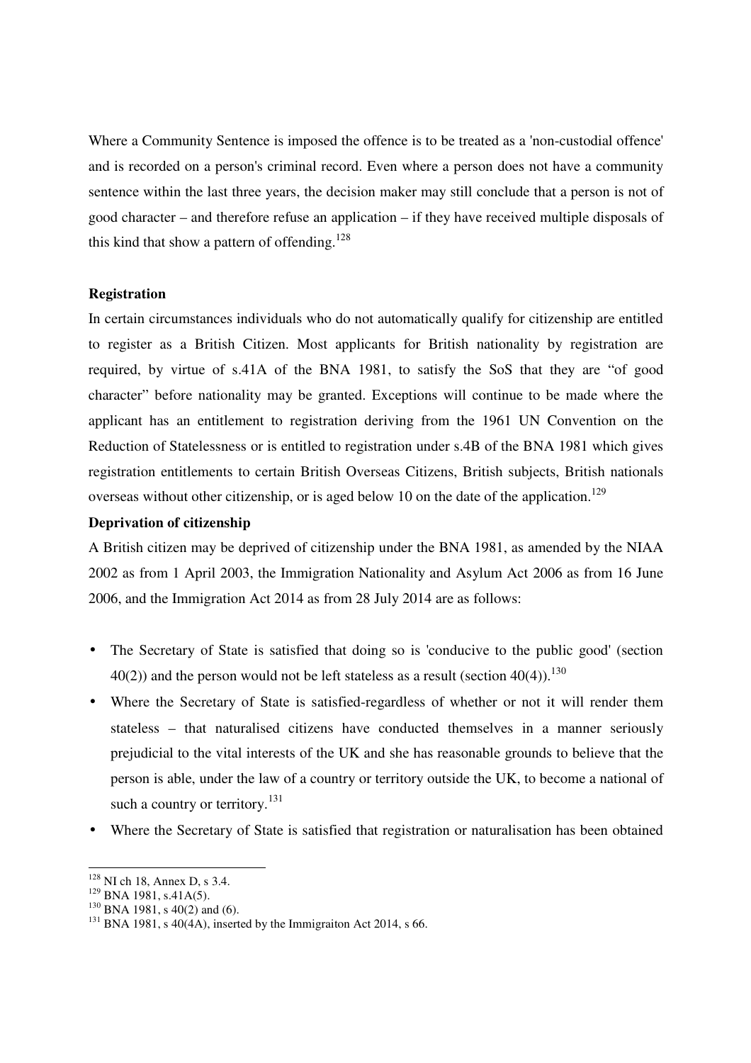Where a Community Sentence is imposed the offence is to be treated as a 'non-custodial offence' and is recorded on a person's criminal record. Even where a person does not have a community sentence within the last three years, the decision maker may still conclude that a person is not of good character – and therefore refuse an application – if they have received multiple disposals of this kind that show a pattern of offending.[128]

**Registration**

In certain circumstances individuals who do not automatically qualify for citizenship are entitled to register as a British Citizen. Most applicants for British nationality by registration are required, by virtue of s.41A of the BNA 1981, to satisfy the SoS that they are "of good character" before nationality may be granted. Exceptions will continue to be made where the applicant has an entitlement to registration deriving from the 1961 UN Convention on the Reduction of Statelessness or is entitled to registration under s.4B of the BNA 1981 which gives registration entitlements to certain British Overseas Citizens, British subjects, British nationals overseas without other citizenship, or is aged below 10 on the date of the application.[129]

**Deprivation of citizenship**

A British citizen may be deprived of citizenship under the BNA 1981, as amended by the NIAA 2002 as from 1 April 2003, the Immigration Nationality and Asylum Act 2006 as from 16 June 2006, and the Immigration Act 2014 as from 28 July 2014 are as follows:

- The Secretary of State is satisfied that doing so is 'conducive to the public good' (section 40(2)) and the person would not be left stateless as a result (section 40(4)).[130]
- Where the Secretary of State is satisfied-regardless of whether or not it will render them stateless – that naturalised citizens have conducted themselves in a manner seriously prejudicial to the vital interests of the UK and she has reasonable grounds to believe that the person is able, under the law of a country or territory outside the UK, to become a national of such a country or territory.[131]
- Where the Secretary of State is satisfied that registration or naturalisation has been obtained

---

[128] NI ch 18, Annex D, s 3.4.

[129] BNA 1981, s.41A(5).

[130] BNA 1981, s 40(2) and (6).

[131] BNA 1981, s 40(4A), inserted by the Immigraiton Act 2014, s 66.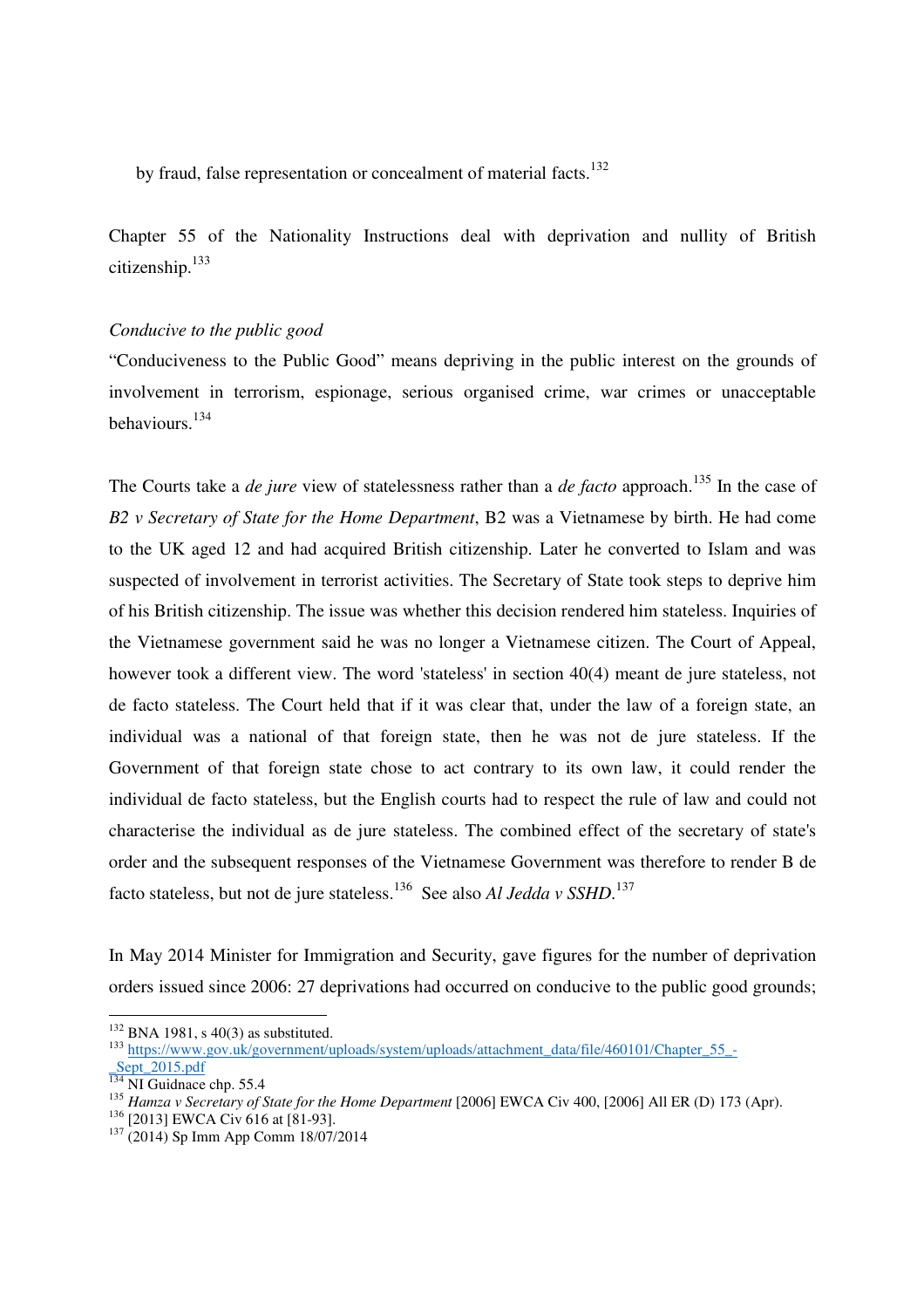by fraud, false representation or concealment of material facts.[132]

Chapter 55 of the Nationality Instructions deal with deprivation and nullity of British citizenship.[133]

*Conducive to the public good*

"Conduciveness to the Public Good" means depriving in the public interest on the grounds of involvement in terrorism, espionage, serious organised crime, war crimes or unacceptable behaviours.[134]

The Courts take a *de jure* view of statelessness rather than a *de facto* approach.[135] In the case of *B2 v Secretary of State for the Home Department*, B2 was a Vietnamese by birth. He had come to the UK aged 12 and had acquired British citizenship. Later he converted to Islam and was suspected of involvement in terrorist activities. The Secretary of State took steps to deprive him of his British citizenship. The issue was whether this decision rendered him stateless. Inquiries of the Vietnamese government said he was no longer a Vietnamese citizen. The Court of Appeal, however took a different view. The word 'stateless' in section 40(4) meant de jure stateless, not de facto stateless. The Court held that if it was clear that, under the law of a foreign state, an individual was a national of that foreign state, then he was not de jure stateless. If the Government of that foreign state chose to act contrary to its own law, it could render the individual de facto stateless, but the English courts had to respect the rule of law and could not characterise the individual as de jure stateless. The combined effect of the secretary of state's order and the subsequent responses of the Vietnamese Government was therefore to render B de facto stateless, but not de jure stateless.[136] See also *Al Jedda v SSHD*.[137]

In May 2014 Minister for Immigration and Security, gave figures for the number of deprivation orders issued since 2006: 27 deprivations had occurred on conducive to the public good grounds;

---

[132] BNA 1981, s 40(3) as substituted.

[133] https://www.gov.uk/government/uploads/system/uploads/attachment_data/file/460101/Chapter_55_-_Sept_2015.pdf

[134] NI Guidnace chp. 55.4

[135] *Hamza v Secretary of State for the Home Department* [2006] EWCA Civ 400, [2006] All ER (D) 173 (Apr).

[136] [2013] EWCA Civ 616 at [81-93].

[137] (2014) Sp Imm App Comm 18/07/2014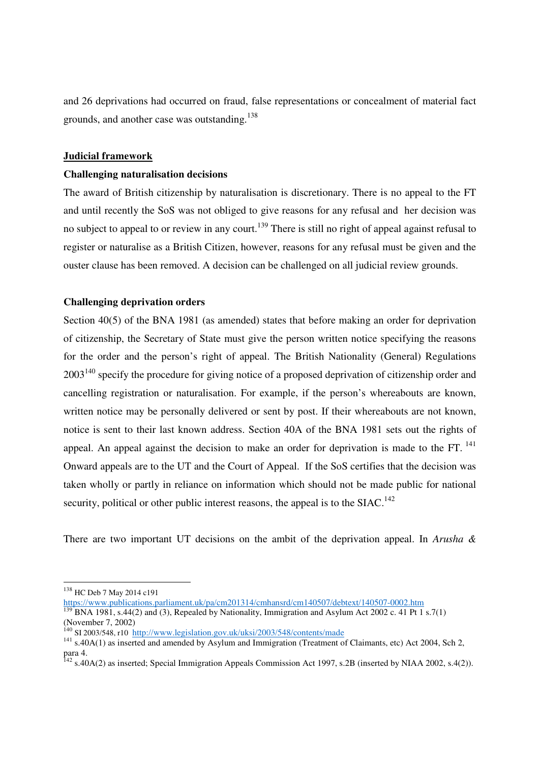and 26 deprivations had occurred on fraud, false representations or concealment of material fact grounds, and another case was outstanding.[138]

## Judicial framework

### Challenging naturalisation decisions

The award of British citizenship by naturalisation is discretionary. There is no appeal to the FT and until recently the SoS was not obliged to give reasons for any refusal and her decision was no subject to appeal to or review in any court.[139] There is still no right of appeal against refusal to register or naturalise as a British Citizen, however, reasons for any refusal must be given and the ouster clause has been removed. A decision can be challenged on all judicial review grounds.

### Challenging deprivation orders

Section 40(5) of the BNA 1981 (as amended) states that before making an order for deprivation of citizenship, the Secretary of State must give the person written notice specifying the reasons for the order and the person's right of appeal. The British Nationality (General) Regulations 2003[140] specify the procedure for giving notice of a proposed deprivation of citizenship order and cancelling registration or naturalisation. For example, if the person's whereabouts are known, written notice may be personally delivered or sent by post. If their whereabouts are not known, notice is sent to their last known address. Section 40A of the BNA 1981 sets out the rights of appeal. An appeal against the decision to make an order for deprivation is made to the FT.[141] Onward appeals are to the UT and the Court of Appeal. If the SoS certifies that the decision was taken wholly or partly in reliance on information which should not be made public for national security, political or other public interest reasons, the appeal is to the SIAC.[142]

There are two important UT decisions on the ambit of the deprivation appeal. In *Arusha &*

---

[138] HC Deb 7 May 2014 c191 https://www.publications.parliament.uk/pa/cm201314/cmhansrd/cm140507/debtext/140507-0002.htm

[139] BNA 1981, s.44(2) and (3), Repealed by Nationality, Immigration and Asylum Act 2002 c. 41 Pt 1 s.7(1) (November 7, 2002)

[140] SI 2003/548, r10 http://www.legislation.gov.uk/uksi/2003/548/contents/made

[141] s.40A(1) as inserted and amended by Asylum and Immigration (Treatment of Claimants, etc) Act 2004, Sch 2, para 4.

[142] s.40A(2) as inserted; Special Immigration Appeals Commission Act 1997, s.2B (inserted by NIAA 2002, s.4(2)).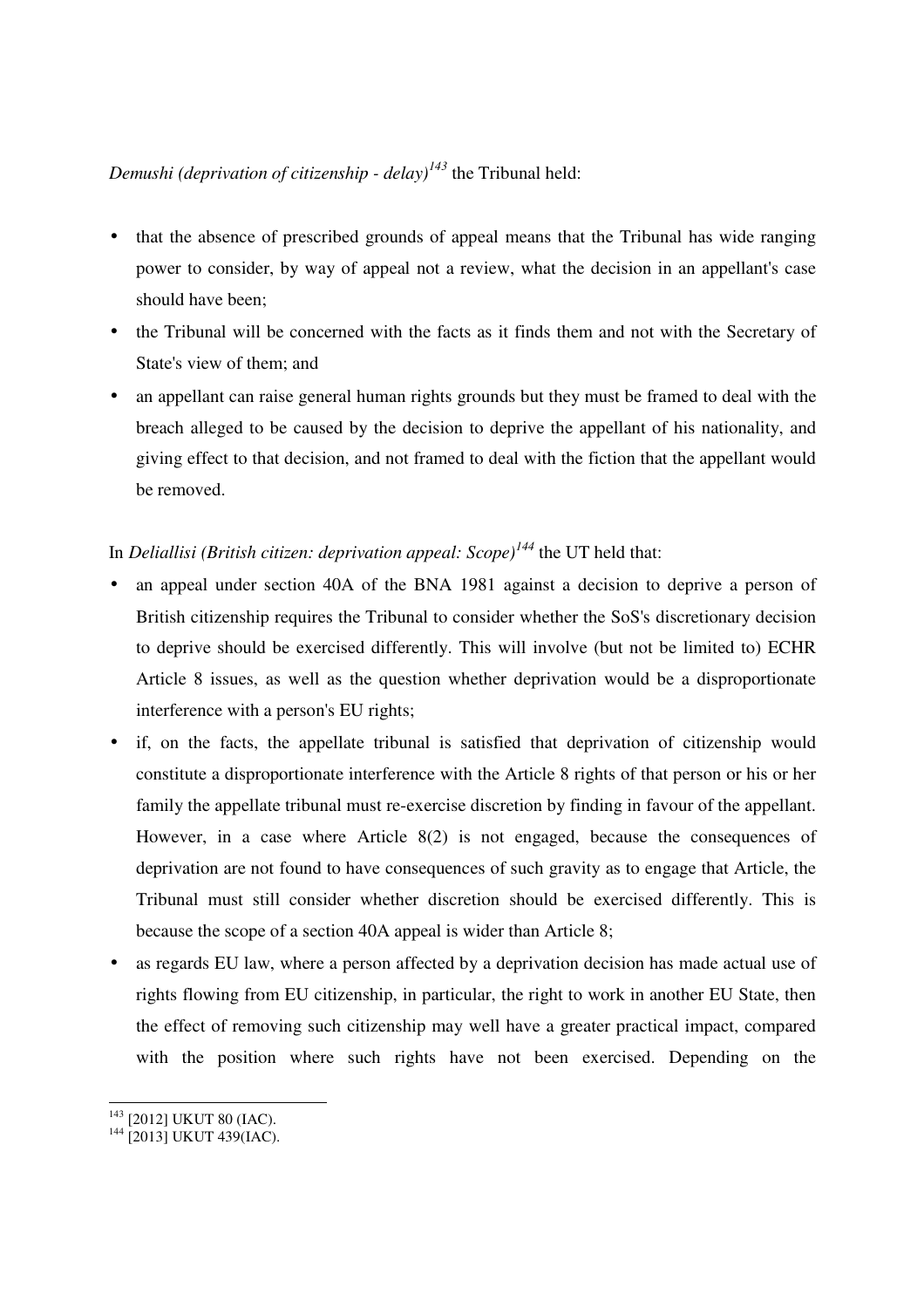*Demushi (deprivation of citizenship - delay)*[143] the Tribunal held:

- that the absence of prescribed grounds of appeal means that the Tribunal has wide ranging power to consider, by way of appeal not a review, what the decision in an appellant's case should have been;
- the Tribunal will be concerned with the facts as it finds them and not with the Secretary of State's view of them; and
- an appellant can raise general human rights grounds but they must be framed to deal with the breach alleged to be caused by the decision to deprive the appellant of his nationality, and giving effect to that decision, and not framed to deal with the fiction that the appellant would be removed.

In *Deliallisi (British citizen: deprivation appeal: Scope)*[144] the UT held that:

- an appeal under section 40A of the BNA 1981 against a decision to deprive a person of British citizenship requires the Tribunal to consider whether the SoS's discretionary decision to deprive should be exercised differently. This will involve (but not be limited to) ECHR Article 8 issues, as well as the question whether deprivation would be a disproportionate interference with a person's EU rights;
- if, on the facts, the appellate tribunal is satisfied that deprivation of citizenship would constitute a disproportionate interference with the Article 8 rights of that person or his or her family the appellate tribunal must re-exercise discretion by finding in favour of the appellant. However, in a case where Article 8(2) is not engaged, because the consequences of deprivation are not found to have consequences of such gravity as to engage that Article, the Tribunal must still consider whether discretion should be exercised differently. This is because the scope of a section 40A appeal is wider than Article 8;
- as regards EU law, where a person affected by a deprivation decision has made actual use of rights flowing from EU citizenship, in particular, the right to work in another EU State, then the effect of removing such citizenship may well have a greater practical impact, compared with the position where such rights have not been exercised. Depending on the

---

[143] [2012] UKUT 80 (IAC).

[144] [2013] UKUT 439(IAC).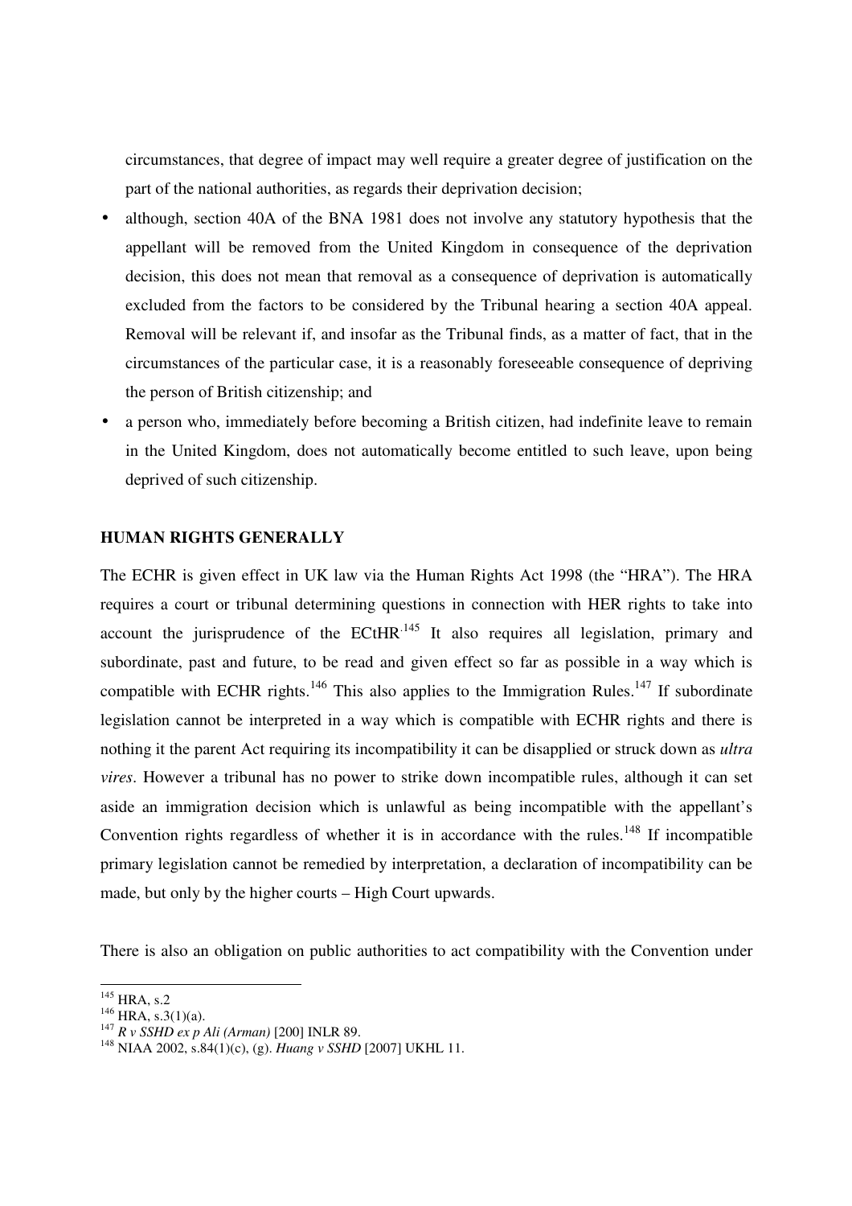circumstances, that degree of impact may well require a greater degree of justification on the part of the national authorities, as regards their deprivation decision;

- although, section 40A of the BNA 1981 does not involve any statutory hypothesis that the appellant will be removed from the United Kingdom in consequence of the deprivation decision, this does not mean that removal as a consequence of deprivation is automatically excluded from the factors to be considered by the Tribunal hearing a section 40A appeal. Removal will be relevant if, and insofar as the Tribunal finds, as a matter of fact, that in the circumstances of the particular case, it is a reasonably foreseeable consequence of depriving the person of British citizenship; and
- a person who, immediately before becoming a British citizen, had indefinite leave to remain in the United Kingdom, does not automatically become entitled to such leave, upon being deprived of such citizenship.

## HUMAN RIGHTS GENERALLY

The ECHR is given effect in UK law via the Human Rights Act 1998 (the "HRA"). The HRA requires a court or tribunal determining questions in connection with HER rights to take into account the jurisprudence of the ECtHR.[145] It also requires all legislation, primary and subordinate, past and future, to be read and given effect so far as possible in a way which is compatible with ECHR rights.[146] This also applies to the Immigration Rules.[147] If subordinate legislation cannot be interpreted in a way which is compatible with ECHR rights and there is nothing it the parent Act requiring its incompatibility it can be disapplied or struck down as *ultra vires*. However a tribunal has no power to strike down incompatible rules, although it can set aside an immigration decision which is unlawful as being incompatible with the appellant's Convention rights regardless of whether it is in accordance with the rules.[148] If incompatible primary legislation cannot be remedied by interpretation, a declaration of incompatibility can be made, but only by the higher courts – High Court upwards.

There is also an obligation on public authorities to act compatibility with the Convention under

---

[145] HRA, s.2

[146] HRA, s.3(1)(a).

[147] *R v SSHD ex p Ali (Arman)* [200] INLR 89.

[148] NIAA 2002, s.84(1)(c), (g). *Huang v SSHD* [2007] UKHL 11.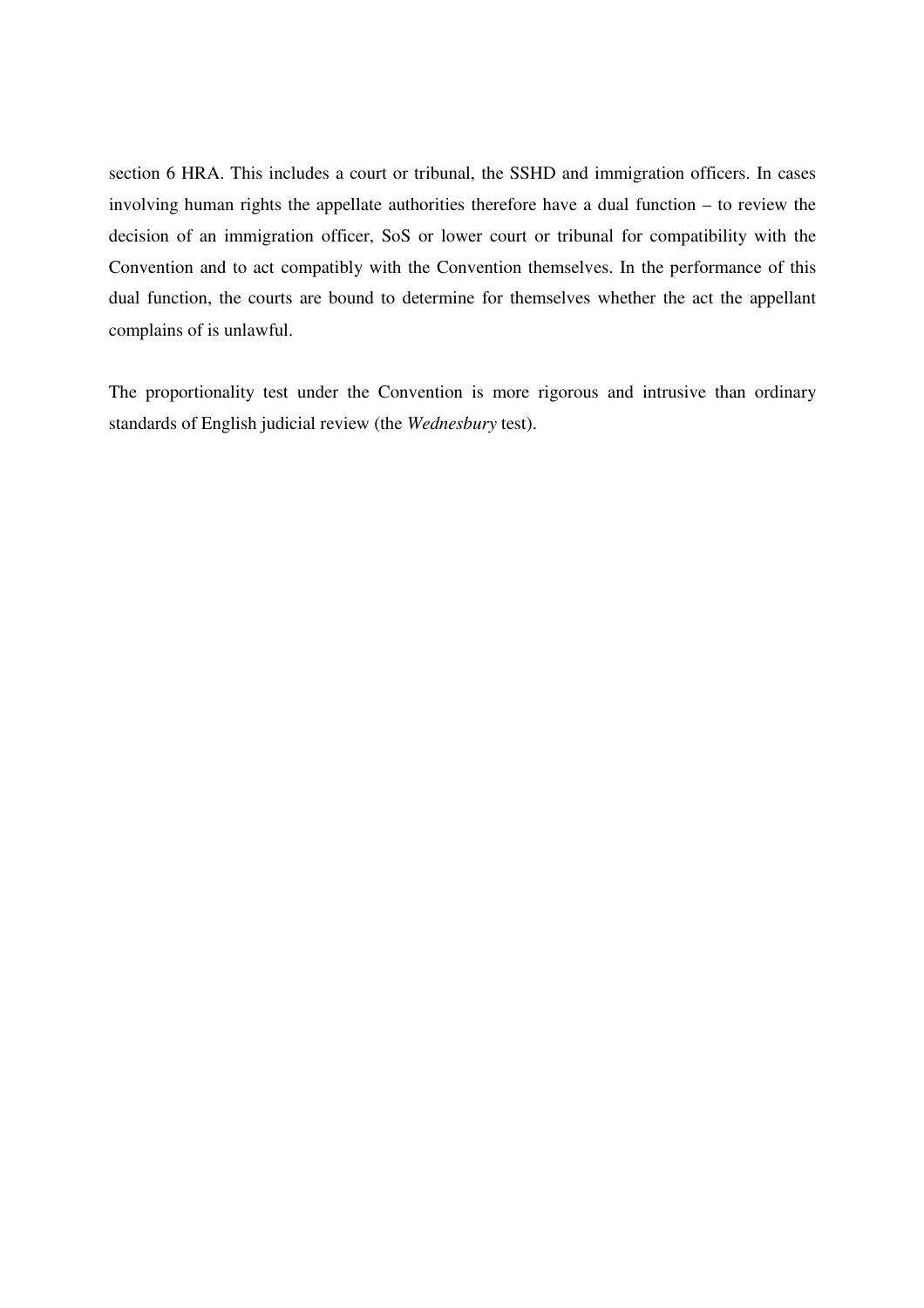section 6 HRA. This includes a court or tribunal, the SSHD and immigration officers. In cases involving human rights the appellate authorities therefore have a dual function – to review the decision of an immigration officer, SoS or lower court or tribunal for compatibility with the Convention and to act compatibly with the Convention themselves. In the performance of this dual function, the courts are bound to determine for themselves whether the act the appellant complains of is unlawful.

The proportionality test under the Convention is more rigorous and intrusive than ordinary standards of English judicial review (the *Wednesbury* test).